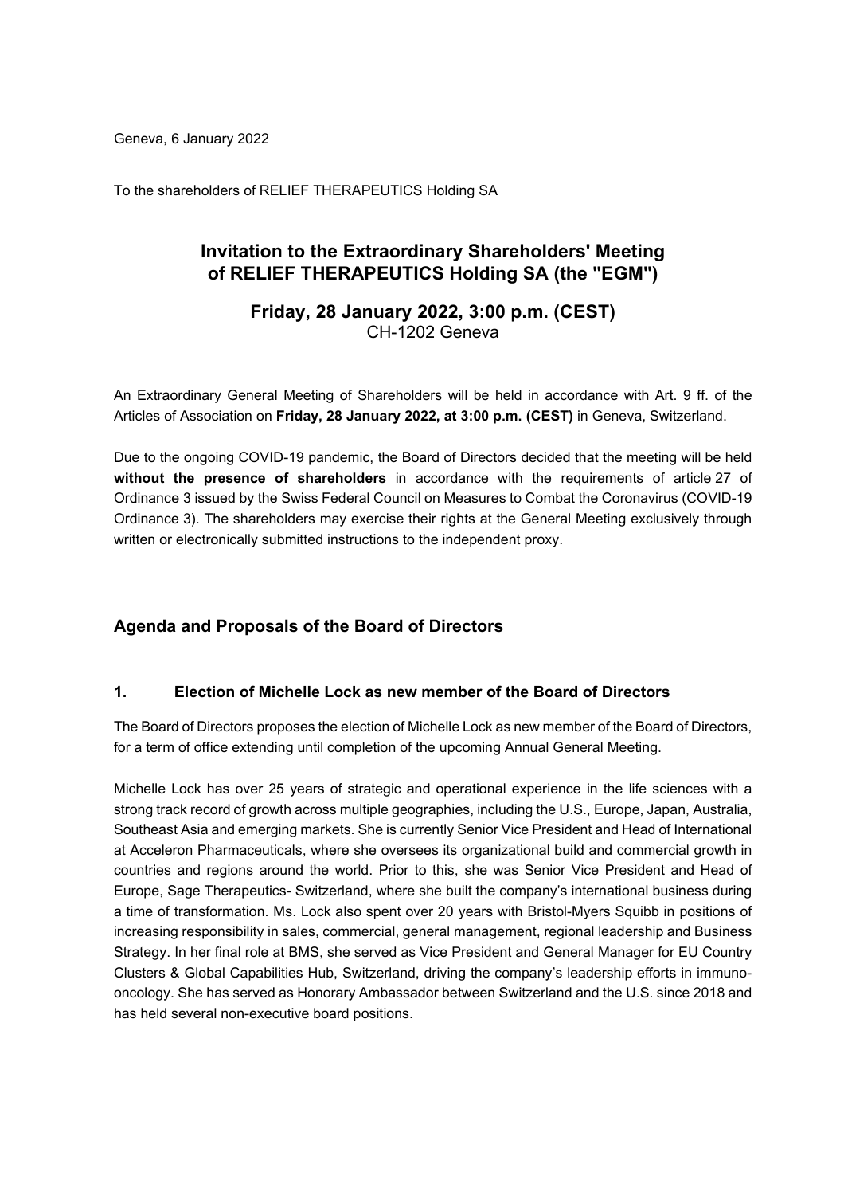Geneva, 6 January 2022

To the shareholders of RELIEF THERAPEUTICS Holding SA

# Invitation to the Extraordinary Shareholders' Meeting of RELIEF THERAPEUTICS Holding SA (the "EGM")

## Friday, 28 January 2022, 3:00 p.m. (CEST)

CH-1202 Geneva

An Extraordinary General Meeting of Shareholders will be held in accordance with Art. 9 ff. of the Articles of Association on **Friday, 28 January 2022, at 3:00 p.m. (CEST)** in Geneva, Switzerland.

Due to the ongoing COVID-19 pandemic, the Board of Directors decided that the meeting will be held **without the presence of shareholders** in accordance with the requirements of article 27 of Ordinance 3 issued by the Swiss Federal Council on Measures to Combat the Coronavirus (COVID-19 Ordinance 3). The shareholders may exercise their rights at the General Meeting exclusively through written or electronically submitted instructions to the independent proxy.

## Agenda and Proposals of the Board of Directors

### 1. Election of Michelle Lock as new member of the Board of Directors

The Board of Directors proposes the election of Michelle Lock as new member of the Board of Directors, for a term of office extending until completion of the upcoming Annual General Meeting.

Michelle Lock has over 25 years of strategic and operational experience in the life sciences with a strong track record of growth across multiple geographies, including the U.S., Europe, Japan, Australia, Southeast Asia and emerging markets. She is currently Senior Vice President and Head of International at Acceleron Pharmaceuticals, where she oversees its organizational build and commercial growth in countries and regions around the world. Prior to this, she was Senior Vice President and Head of Europe, Sage Therapeutics- Switzerland, where she built the company's international business during a time of transformation. Ms. Lock also spent over 20 years with Bristol-Myers Squibb in positions of increasing responsibility in sales, commercial, general management, regional leadership and Business Strategy. In her final role at BMS, she served as Vice President and General Manager for EU Country Clusters & Global Capabilities Hub, Switzerland, driving the company's leadership efforts in immuno-oncology. She has served as Honorary Ambassador between Switzerland and the U.S. since 2018 and has held several non-executive board positions.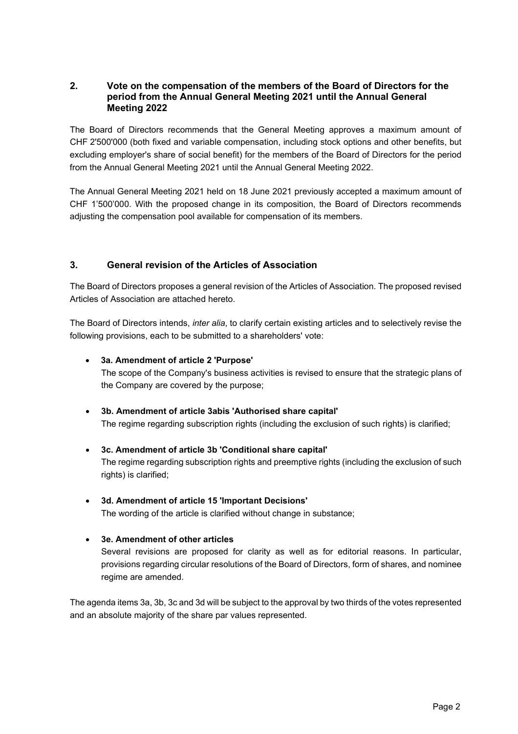## 2. Vote on the compensation of the members of the Board of Directors for the period from the Annual General Meeting 2021 until the Annual General Meeting 2022

The Board of Directors recommends that the General Meeting approves a maximum amount of CHF 2'500'000 (both fixed and variable compensation, including stock options and other benefits, but excluding employer's share of social benefit) for the members of the Board of Directors for the period from the Annual General Meeting 2021 until the Annual General Meeting 2022.

The Annual General Meeting 2021 held on 18 June 2021 previously accepted a maximum amount of CHF 1'500'000. With the proposed change in its composition, the Board of Directors recommends adjusting the compensation pool available for compensation of its members.

## 3. General revision of the Articles of Association

The Board of Directors proposes a general revision of the Articles of Association. The proposed revised Articles of Association are attached hereto.

The Board of Directors intends, *inter alia*, to clarify certain existing articles and to selectively revise the following provisions, each to be submitted to a shareholders' vote:

- **3a. Amendment of article 2 'Purpose'**
  The scope of the Company's business activities is revised to ensure that the strategic plans of the Company are covered by the purpose;

- **3b. Amendment of article 3abis 'Authorised share capital'**
  The regime regarding subscription rights (including the exclusion of such rights) is clarified;

- **3c. Amendment of article 3b 'Conditional share capital'**
  The regime regarding subscription rights and preemptive rights (including the exclusion of such rights) is clarified;

- **3d. Amendment of article 15 'Important Decisions'**
  The wording of the article is clarified without change in substance;

- **3e. Amendment of other articles**
  Several revisions are proposed for clarity as well as for editorial reasons. In particular, provisions regarding circular resolutions of the Board of Directors, form of shares, and nominee regime are amended.

The agenda items 3a, 3b, 3c and 3d will be subject to the approval by two thirds of the votes represented and an absolute majority of the share par values represented.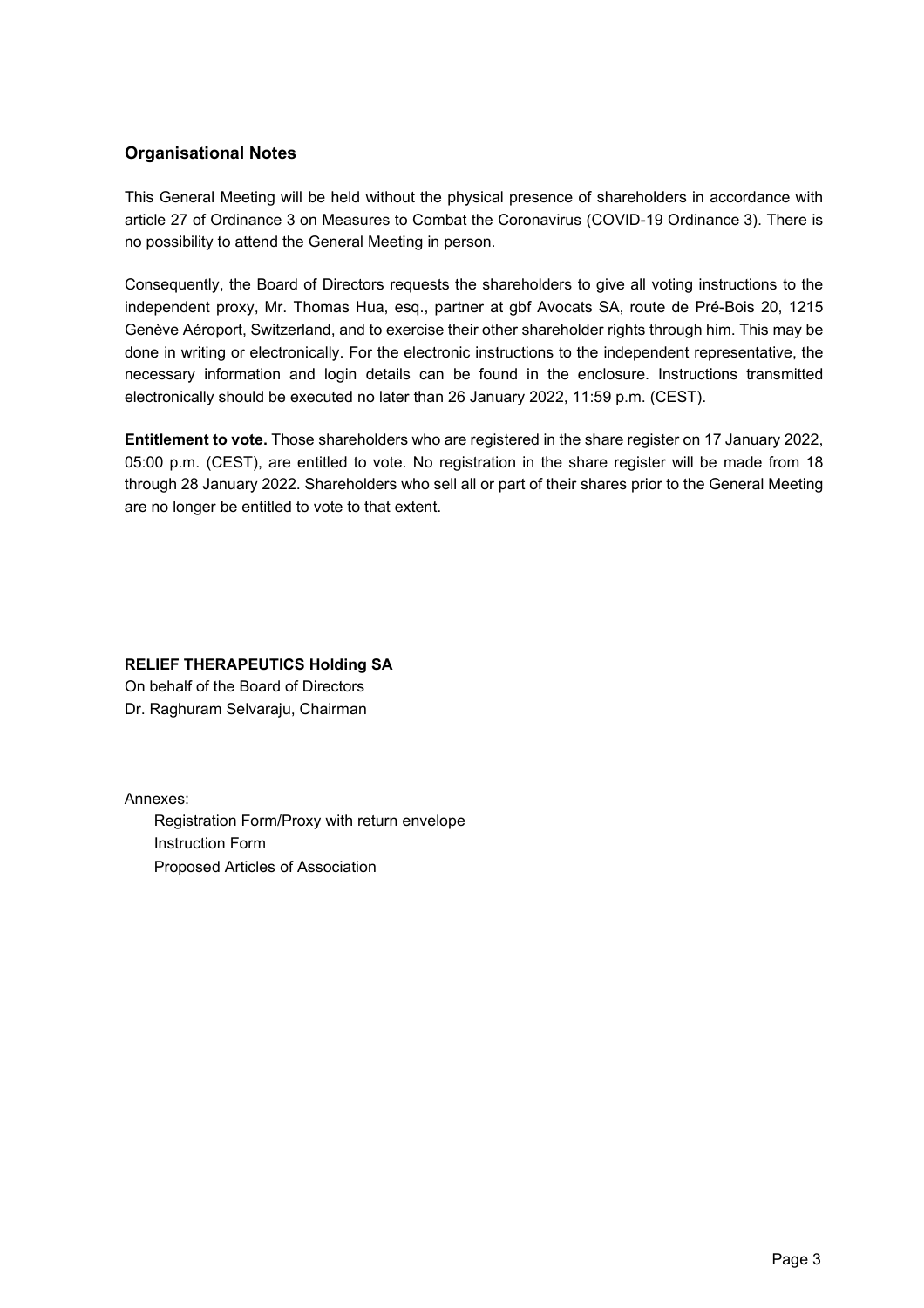## Organisational Notes

This General Meeting will be held without the physical presence of shareholders in accordance with article 27 of Ordinance 3 on Measures to Combat the Coronavirus (COVID-19 Ordinance 3). There is no possibility to attend the General Meeting in person.

Consequently, the Board of Directors requests the shareholders to give all voting instructions to the independent proxy, Mr. Thomas Hua, esq., partner at gbf Avocats SA, route de Pré-Bois 20, 1215 Genève Aéroport, Switzerland, and to exercise their other shareholder rights through him. This may be done in writing or electronically. For the electronic instructions to the independent representative, the necessary information and login details can be found in the enclosure. Instructions transmitted electronically should be executed no later than 26 January 2022, 11:59 p.m. (CEST).

**Entitlement to vote.** Those shareholders who are registered in the share register on 17 January 2022, 05:00 p.m. (CEST), are entitled to vote. No registration in the share register will be made from 18 through 28 January 2022. Shareholders who sell all or part of their shares prior to the General Meeting are no longer be entitled to vote to that extent.

**RELIEF THERAPEUTICS Holding SA**
On behalf of the Board of Directors
Dr. Raghuram Selvaraju, Chairman

Annexes:

- Registration Form/Proxy with return envelope
- Instruction Form
- Proposed Articles of Association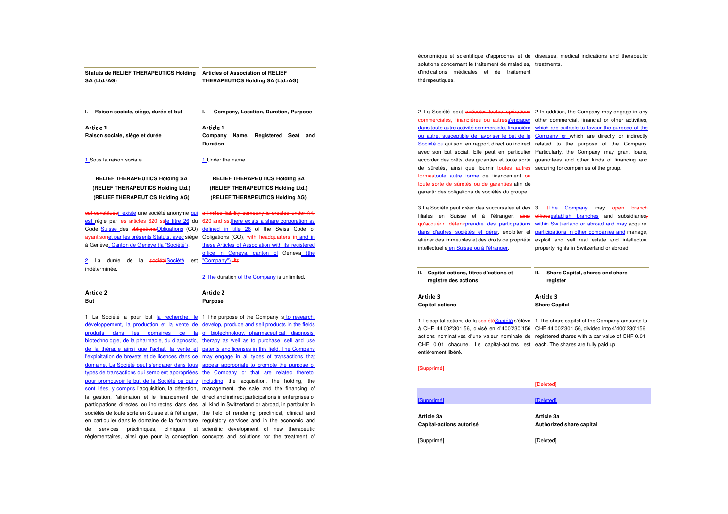| Statuts de RELIEF THERAPEUTICS Holding SA (Ltd./AG) | Articles of Association of RELIEF THERAPEUTICS Holding SA (Ltd./AG) |
|---|---|
| **I. Raison sociale, siège, durée et but** | **I. Company, Location, Duration, Purpose** |
| **Article 1** **Raison sociale, siège et durée** | **Article 1** **Company Name, Registered Seat and Duration** |
| 1 Sous la raison sociale | 1 Under the name |
| **RELIEF THERAPEUTICS Holding SA (RELIEF THERAPEUTICS Holding Ltd.) (RELIEF THERAPEUTICS Holding AG)** | **RELIEF THERAPEUTICS Holding SA (RELIEF THERAPEUTICS Holding Ltd.) (RELIEF THERAPEUTICS Holding AG)** |
| est constituéeil existe une société anonyme qui est régie par les articles 620 ssle titre 26 du Code Suisse des obligationsObligations (CO) ayant sonet par les présents Statuts, avec siège à Genève, Canton de Genève (la "Société"). | a limited liability company is created under Art. 620 and ss.there exists a share corporation as defined in title 26 of the Swiss Code of Obligations (CO), with headquarters in and in these Articles of Association with its registered office in Geneva, canton of Geneva (the "Company"). Its |
| 2 La durée de la sociétéSociété est indéterminée. | 2 The duration of the Company is unlimited. |
| **Article 2** **But** | **Article 2** **Purpose** |
| 1 La Société a pour but la recherche, le développement, la production et la vente de produits dans les domaines de la biotechnologie, de la pharmacie, du diagnostic, de la thérapie ainsi que l'achat, la vente et l'exploitation de brevets et de licences dans ce domaine. La Société peut s'engager dans tous types de transactions qui semblent appropriées pour promouvoir le but de la Société ou qui y sont liées, y compris l'acquisition, la détention, la gestion, l'aliénation et le financement de participations directes ou indirectes dans des sociétés de toute sorte en Suisse et à l'étranger, en particulier dans le domaine de la fourniture de services précliniques, cliniques et règlementaires, ainsi que pour la conception économique et scientifique d'approches et de solutions concernant le traitement de maladies, d'indications médicales et de traitement thérapeutiques. | 1 The purpose of the Company is to research, develop, produce and sell products in the fields of biotechnology, pharmaceutical, diagnosis, therapy as well as to purchase, sell and use patents and licenses in this field. The Company may engage in all types of transactions that appear appropriate to promote the purpose of the Company or that are related thereto, including the acquisition, the holding, the management, the sale and the financing of direct and indirect participations in enterprises of all kind in Switzerland or abroad, in particular in the field of rendering preclinical, clinical and regulatory services and in the economic and scientific development of new therapeutic concepts and solutions for the treatment of diseases, medical indications and therapeutic treatments. |
| 2 La Société peut exécuter toutes opérations commerciales, financières ou autress'engager dans toute autre activité commerciale, financière ou autre, susceptible de favoriser le but de la Société ou qui sont en rapport direct ou indirect avec son but social. Elle peut en particulier accorder des prêts, des garanties et toute sorte de sûretés, ainsi que fournir toutes autres formestoute autre forme de financement ou toute sorte de sûretés ou de garanties afin de garantir des obligations de sociétés du groupe. | 2 In addition, the Company may engage in any other commercial, financial or other activities, which are suitable to favour the purpose of the Company or which are directly or indirectly related to the purpose of the Company. Particularly, the Company may grant loans, guarantees and other kinds of financing and securing for companies of the group. |
| 3 La Société peut créer des succursales et des filiales en Suisse et à l'étranger, ainsi qu'acquérir, détenirprendre des participations dans d'autres sociétés et gérer, exploiter et aliéner des immeubles et des droits de propriété intellectuelle en Suisse ou à l'étranger. | 3 ItThe Company may open branch officesestablish branches and subsidiaries, within Switzerland or abroad and may acquire, participations in other companies and manage, exploit and sell real estate and intellectual property rights in Switzerland or abroad. |
| **II. Capital-actions, titres d'actions et registre des actions** | **II. Share Capital, shares and share register** |
| **Article 3** **Capital-actions** | **Article 3** **Share Capital** |
| 1 Le capital-actions de la sociétéSociété s'élève à CHF 44'002'301.56, divisé en 4'400'230'156 actions nominatives d'une valeur nominale de CHF 0.01 chacune. Le capital-actions est entièrement libéré. | 1 The share capital of the Company amounts to CHF 44'002'301.56, divided into 4'400'230'156 registered shares with a par value of CHF 0.01 each. The shares are fully paid up. |
| [Supprimé] | [Deleted] |
| [Supprimé] | [Deleted] |
| **Article 3a** **Capital-actions autorisé** | **Article 3a** **Authorized share capital** |
| [Supprimé] | [Deleted] |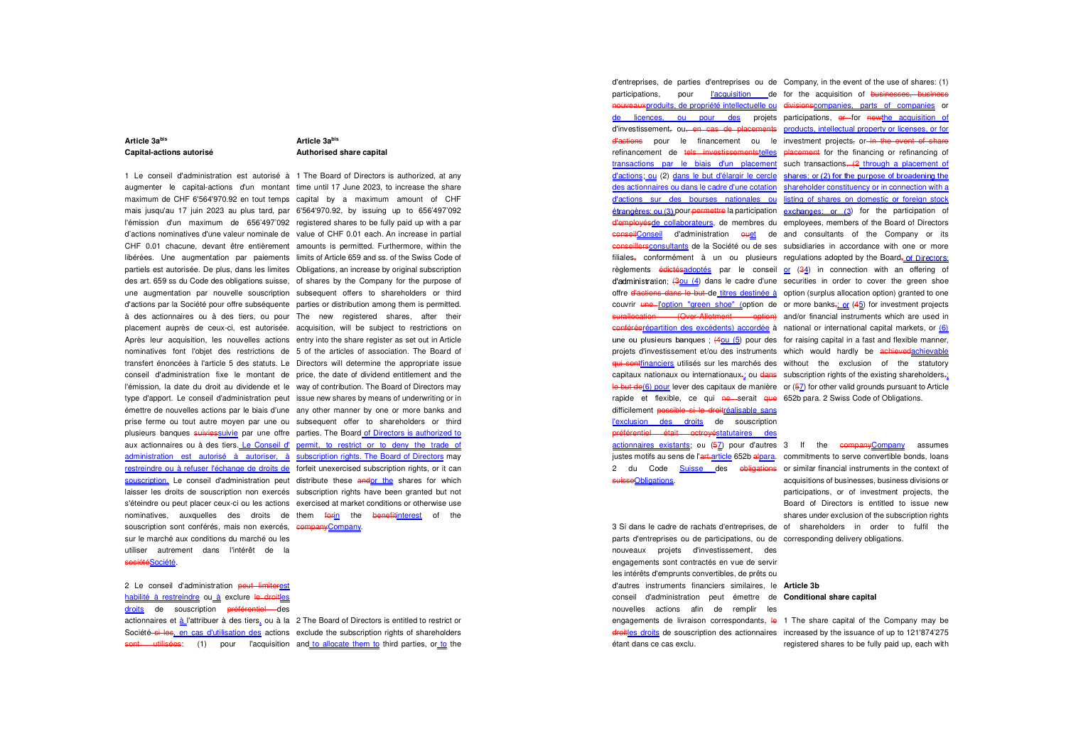**Article 3a^bis**
**Capital-actions autorisé**

**Article 3a^bis**
**Authorised share capital**

1 Le conseil d'administration est autorisé à augmenter le capital-actions d'un montant maximum de CHF 6'564'970.92 en tout temps mais jusqu'au 17 juin 2023 au plus tard, par l'émission d'un maximum de 656'497'092 d'actions nominatives d'une valeur nominale de CHF 0.01 chacune, devant être entièrement libérées. Une augmentation par paiements partiels est autorisée. De plus, dans les limites des art. 659 ss du Code des obligations suisse, une augmentation par nouvelle souscription d'actions par la Société pour offre subséquente à des actionnaires ou à des tiers, ou pour placement auprès de ceux-ci, est autorisée. Après leur acquisition, les nouvelles actions nominatives font l'objet des restrictions de transfert énoncées à l'article 5 des statuts. Le conseil d'administration fixe le montant de l'émission, la date du droit au dividende et le type d'apport. Le conseil d'administration peut émettre de nouvelles actions par le biais d'une prise ferme ou tout autre moyen par une ou plusieurs banques ~~suivies~~suivie par une offre aux actionnaires ou à des tiers. Le Conseil d' administration est autorisé à autoriser, à restreindre ou à refuser l'échange de droits de souscription. Le conseil d'administration peut laisser les droits de souscription non exercés s'éteindre ou peut placer ceux-ci ou les actions nominatives, auxquelles des droits de souscription sont conférés, mais non exercés, sur le marché aux conditions du marché ou les utiliser autrement dans l'intérêt de la ~~société~~Société.

1 The Board of Directors is authorized, at any time until 17 June 2023, to increase the share capital by a maximum amount of CHF 6'564'970.92, by issuing up to 656'497'092 registered shares to be fully paid up with a par value of CHF 0.01 each. An increase in partial amounts is permitted. Furthermore, within the limits of Article 659 and ss. of the Swiss Code of Obligations, an increase by original subscription of shares by the Company for the purpose of subsequent offers to shareholders or third parties or distribution among them is permitted. The new registered shares, after their acquisition, will be subject to restrictions on entry into the share register as set out in Article 5 of the articles of association. The Board of Directors will determine the appropriate issue price, the date of dividend entitlement and the way of contribution. The Board of Directors may issue new shares by means of underwriting or in any other manner by one or more banks and subsequent offer to shareholders or third parties. The Board of Directors is authorized to permit, to restrict or to deny the trade of subscription rights. The Board of Directors may forfeit unexercised subscription rights, or it can distribute these ~~and~~or the shares for which subscription rights have been granted but not exercised at market conditions or otherwise use them ~~for~~in the ~~benefit~~interest of the ~~company~~Company.

2 Le conseil d'administration ~~peut limiter~~est habilité à restreindre ou à exclure ~~le droit~~les droits de souscription ~~préférentiel~~ des actionnaires et à l'attribuer à des tiers, ou à la Société~~ si les~~, en cas d'utilisation des actions ~~sont utilisées~~: (1) pour l'acquisition d'entreprises, de parties d'entreprises ou de participations, pour l'acquisition de ~~nouveaux~~produits, de propriété intellectuelle ou de licences, ou pour des projets d'investissement~~,~~ ou~~, en cas de placements d'actions~~ pour le financement ou le refinancement de ~~tels investissements~~telles transactions par le biais d'un placement d'actions; ou (2) dans le but d'élargir le cercle des actionnaires ou dans le cadre d'une cotation d'actions sur des bourses nationales ou étrangères; ou (3) pour ~~permettre~~ la participation ~~d'employés~~de collaborateurs, de membres du ~~conseil~~Conseil d'administration ~~ou~~et de ~~conseillers~~consultants de la Société ou de ses filiales~~,~~ conformément à un ou plusieurs règlements ~~édictés~~adoptés par le conseil d'administration; ~~(3~~ou (4) dans le cadre d'une offre ~~d'actions dans le but~~ de titres destinée à couvrir ~~une~~ l'option "green shoe" (option de ~~surallocation (Over-Allotment option) conférée~~répartition des excédents) accordée à une ou plusieurs banques ; ~~(4~~ou (5) pour des projets d'investissement et/ou des instruments ~~qui sont~~financiers utilisés sur les marchés des capitaux nationaux ou internationaux~~,~~; ou ~~dans le but de~~(6) pour lever des capitaux de manière rapide et flexible, ce qui ~~ne~~ serait ~~que~~ difficilement ~~possible si le droit~~réalisable sans l'exclusion des droits de souscription ~~préférentiel était octroyé~~statutaires des actionnaires existants; ou (~~5~~7) pour d'autres justes motifs au sens de l'~~art.~~article 652b ~~al~~para. 2 du Code Suisse des ~~obligations suisse~~Obligations.

2 The Board of Directors is entitled to restrict or exclude the subscription rights of shareholders and to allocate them to third parties, or to the Company, in the event of the use of shares: (1) for the acquisition of ~~businesses, business divisions~~companies, parts of companies or participations, ~~or~~ for ~~new~~the acquisition of products, intellectual property or licenses, or for investment projects~~,~~ or ~~in the event of share placement~~ for the financing or refinancing of such transactions~~, (2~~ through a placement of shares; or (2) for the purpose of broadening the shareholder constituency or in connection with a listing of shares on domestic or foreign stock exchanges; or (3) for the participation of employees, members of the Board of Directors and consultants of the Company or its subsidiaries in accordance with one or more regulations adopted by the Board~~,~~ of Directors; or (~~3~~4) in connection with an offering of securities in order to cover the green shoe option (surplus allocation option) granted to one or more banks~~,~~; or (~~4~~5) for investment projects and/or financial instruments which are used in national or international capital markets, or (6) for raising capital in a fast and flexible manner, which would hardly be ~~achieved~~achievable without the exclusion of the statutory subscription rights of the existing shareholders~~,~~; or (~~5~~7) for other valid grounds pursuant to Article 652b para. 2 Swiss Code of Obligations.

3 Si dans le cadre de rachats d'entreprises, de parts d'entreprises ou de participations, ou de nouveaux projets d'investissement, des engagements sont contractés en vue de servir les intérêts d'emprunts convertibles, de prêts ou d'autres instruments financiers similaires, le conseil d'administration peut émettre de nouvelles actions afin de remplir les engagements de livraison correspondants, ~~le droit~~les droits de souscription des actionnaires étant dans ce cas exclu.

3 If the ~~company~~Company assumes commitments to serve convertible bonds, loans or similar financial instruments in the context of acquisitions of businesses, business divisions or participations, or of investment projects, the Board of Directors is entitled to issue new shares under exclusion of the subscription rights of shareholders in order to fulfil the corresponding delivery obligations.

**Article 3b**
**Conditional share capital**

1 The share capital of the Company may be increased by the issuance of up to 121'874'275 registered shares to be fully paid up, each with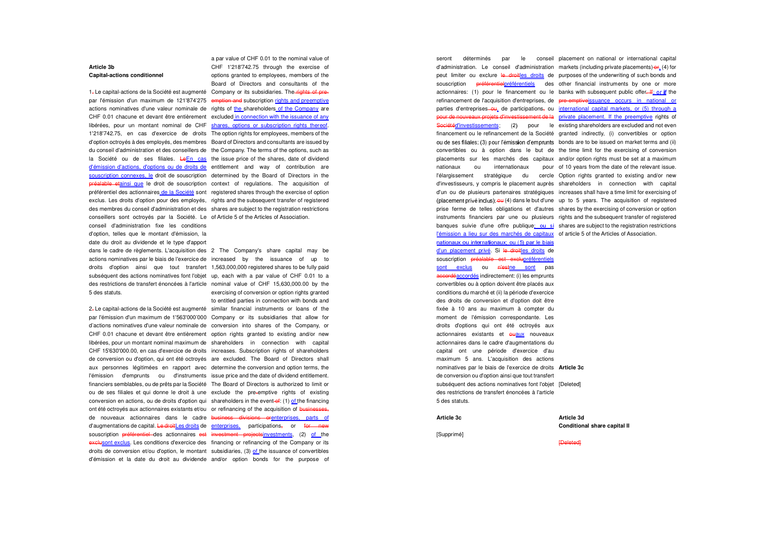**Article 3b**
**Capital-actions conditionnel**

1. Le capital-actions de la Société est augmenté par l'émission d'un maximum de 121'874'275 actions nominatives d'une valeur nominale de CHF 0.01 chacune et devant être entièrement libérées, pour un montant nominal de CHF 1'218'742.75, en cas d'exercice de droits d'option octroyés à des employés, des membres du conseil d'administration et des conseillers de la Société ou de ses filiales. LeEn cas d'émission d'actions, d'options ou de droits de souscription connexes, le droit de souscription préalable etainsi que le droit de souscription préférentiel des actionnaires de la Société sont exclus. Les droits d'option pour des employés, des membres du conseil d'administration et des conseillers sont octroyés par la Société. Le conseil d'administration fixe les conditions d'option, telles que le montant d'émission, la date du droit au dividende et le type d'apport dans le cadre de règlements. L'acquisition des actions nominatives par le biais de l'exercice de droits d'option ainsi que tout transfert subséquent des actions nominatives font l'objet des restrictions de transfert énoncées à l'article 5 des statuts.

2. Le capital-actions de la Société est augmenté par l'émission d'un maximum de 1'563'000'000 d'actions nominatives d'une valeur nominale de CHF 0.01 chacune et devant être entièrement libérées, pour un montant nominal maximum de CHF 15'630'000.00, en cas d'exercice de droits de conversion ou d'option, qui ont été octroyés aux personnes légitimées en rapport avec l'émission d'emprunts ou d'instruments financiers semblables, ou de prêts par la Société ou de ses filiales et qui donne le droit à une conversion en actions, ou de droits d'option qui ont été octroyés aux actionnaires existants et/ou de nouveaux actionnaires dans le cadre d'augmentations de capital. Le droitLes droits de souscription préférentiel des actionnaires est exclusont exclus. Les conditions d'exercice des droits de conversion et/ou d'option, le montant d'émission et la date du droit au dividende seront déterminés par le conseil d'administration. Le conseil d'administration peut limiter ou exclure le droitles droits de souscription préférentielpréférentiels des actionnaires: (1) pour le financement ou le refinancement de l'acquisition d'entreprises, de parties d'entreprises ou, de participations, ou pour de nouveaux projets d'investissement de la Sociétéd'investissements; (2) pour le financement ou le refinancement de la Société ou de ses filiales; (3) pour l'émission d'emprunts convertibles ou à option dans le but de placements sur les marchés des capitaux nationaux ou internationaux pour l'élargissement stratégique du cercle d'investisseurs, y compris le placement auprès d'un ou de plusieurs partenaires stratégiques (placement privé inclus); ou (4) dans le but d'une prise ferme de telles obligations et d'autres instruments financiers par une ou plusieurs banques suivie d'une offre publique; ou si l'émission a lieu sur des marchés de capitaux nationaux ou internationaux; ou (5) par le biais d'un placement privé. Si le droitles droits de souscription préalable est exclupréférentiels sont exclus ou n'estne sont pas accordéaccordés indirectement: (i) les emprunts convertibles ou à option doivent être placés aux conditions du marché et (ii) la période d'exercice des droits de conversion et d'option doit être fixée à 10 ans au maximum à compter du moment de l'émission correspondante. Les droits d'options qui ont été octroyés aux actionnaires existants et ouaux nouveaux actionnaires dans le cadre d'augmentations du capital ont une période d'exercice d'au maximum 5 ans. L'acquisition des actions nominatives par le biais de l'exercice de droits de conversion ou d'option ainsi que tout transfert subséquent des actions nominatives font l'objet des restrictions de transfert énoncées à l'article 5 des statuts.

**Article 3c**

[Supprimé]

a par value of CHF 0.01 to the nominal value of CHF 1'218'742.75 through the exercise of options granted to employees, members of the Board of Directors and consultants of the Company or its subsidiaries. The rights of pre-emption and subscription rights and preemptive rights of the shareholders of the Company are excluded in connection with the issuance of any shares, options or subscription rights thereof. The option rights for employees, members of the Board of Directors and consultants are issued by the Company. The terms of the options, such as the issue price of the shares, date of dividend entitlement and way of contribution are determined by the Board of Directors in the context of regulations. The acquisition of registered shares through the exercise of option rights and the subsequent transfer of registered shares are subject to the registration restrictions of Article 5 of the Articles of Association.

2 The Company's share capital may be increased by the issuance of up to 1,563,000,000 registered shares to be fully paid up, each with a par value of CHF 0.01 to a nominal value of CHF 15,630,000.00 by the exercising of conversion or option rights granted to entitled parties in connection with bonds and similar financial instruments or loans of the Company or its subsidiaries that allow for conversion into shares of the Company, or option rights granted to existing and/or new shareholders in connection with capital increases. Subscription rights of shareholders are excluded. The Board of Directors shall determine the conversion and option terms, the issue price and the date of dividend entitlement. The Board of Directors is authorized to limit or exclude the pre-emptive rights of existing shareholders in the event of: (1) of the financing or refinancing of the acquisition of businesses, business divisions orenterprises, parts of enterprises, participations, or for new investment projectsinvestments, (2) of the financing or refinancing of the Company or its subsidiaries, (3) of the issuance of convertibles and/or option bonds for the purpose of placement on national or international capital markets (including private placements) or, (4) for purposes of the underwriting of such bonds and other financial instruments by one or more banks with subsequent public offer. If; or if the pre-emptiveissuance occurs in national or international capital markets, or (5) through a private placement. If the preemptive rights of existing shareholders are excluded and not even granted indirectly, (i) convertibles or option bonds are to be issued on market terms and (ii) the time limit for the exercising of conversion and/or option rights must be set at a maximum of 10 years from the date of the relevant issue. Option rights granted to existing and/or new shareholders in connection with capital increases shall have a time limit for exercising of up to 5 years. The acquisition of registered shares by the exercising of conversion or option rights and the subsequent transfer of registered shares are subject to the registration restrictions of article 5 of the Articles of Association.

**Article 3c**

[Deleted]

**Article 3d**
**Conditional share capital II**

[Deleted]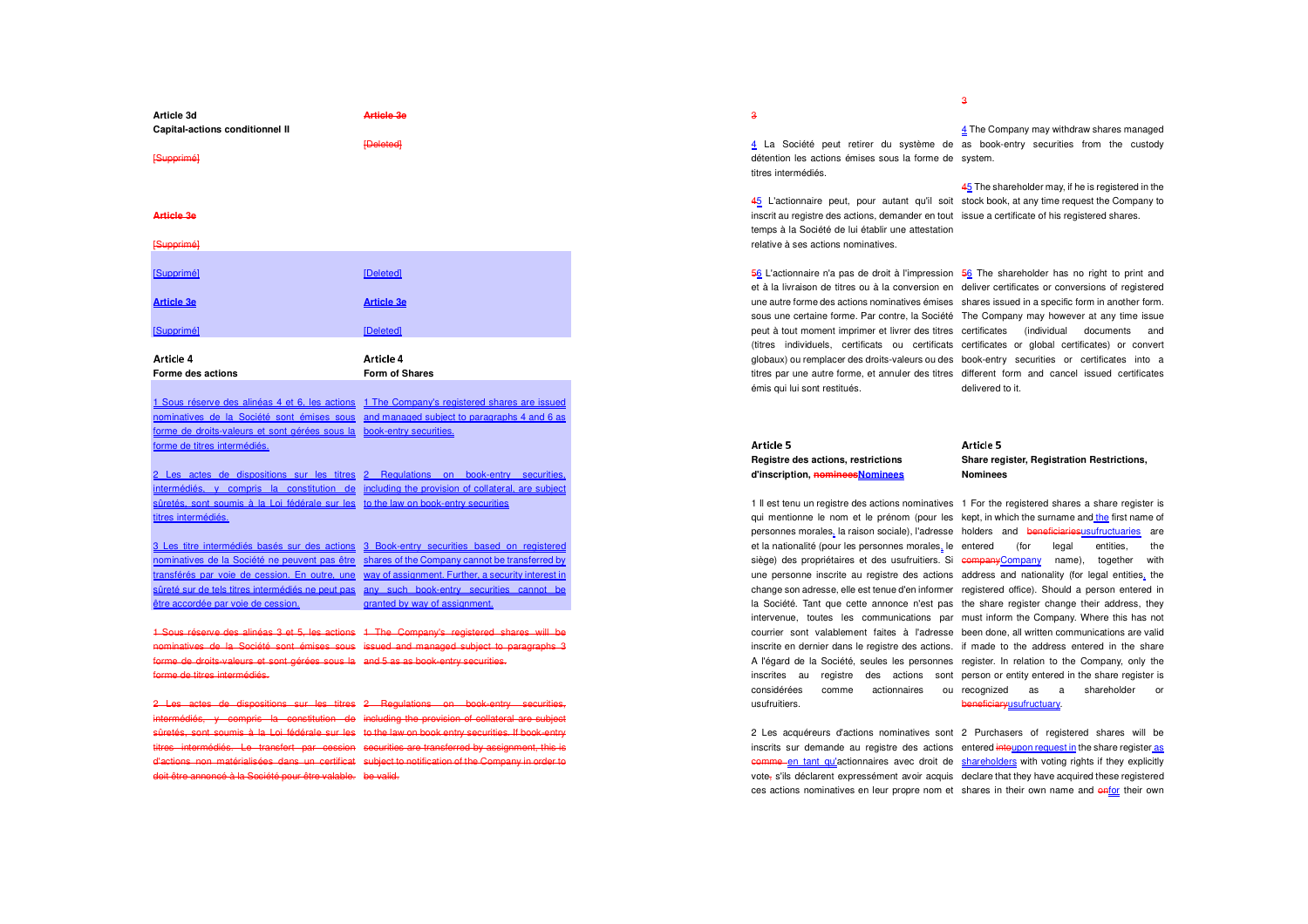**Article 3d**
**Capital-actions conditionnel II**

~~Article 3e~~

[Supprimé]

~~[Deleted]~~

~~Article 3e~~

~~[Supprimé]~~

[Supprimé]

[Deleted]

**Article 3e**

**Article 3e**

[Supprimé]

[Deleted]

**Article 4**
**Forme des actions**

**Article 4**
**Form of Shares**

1 Sous réserve des alinéas 4 et 6, les actions nominatives de la Société sont émises sous forme de droits-valeurs et sont gérées sous la forme de titres intermédiés.

1 The Company's registered shares are issued and managed subject to paragraphs 4 and 6 as book-entry securities.

2 Les actes de dispositions sur les titres intermédiés, y compris la constitution de sûretés, sont soumis à la Loi fédérale sur les titres intermédiés.

2 Regulations on book-entry securities, including the provision of collateral, are subject to the law on book-entry securities

3 Les titre intermédiés basés sur des actions nominatives de la Société ne peuvent pas être transférés par voie de cession. En outre, une sûreté sur de tels titres intermédiés ne peut pas être accordée par voie de cession.

3 Book-entry securities based on registered shares of the Company cannot be transferred by way of assignment. Further, a security interest in any such book-entry securities cannot be granted by way of assignment.

~~1 Sous réserve des alinéas 3 et 5, les actions nominatives de la Société sont émises sous forme de droits-valeurs et sont gérées sous la forme de titres intermédiés.~~

~~1 The Company's registered shares will be issued and managed subject to paragraphs 3 and 5 as as book-entry securities.~~

~~2 Les actes de dispositions sur les titres intermédiés, y compris la constitution de sûretés, sont soumis à la Loi fédérale sur les titres intermédiés. Le transfert par cession d'actions non matérialisées dans un certificat doit être annoncé à la Société pour être valable.~~

~~2 Regulations on book-entry securities, including the provision of collateral are subject to the law on book entry securities. If book-entry securities are transferred by assignment, this is subject to notification of the Company in order to be valid.~~

~~3~~

~~3~~

4 La Société peut retirer du système de détention les actions émises sous la forme de titres intermédiés.

4 The Company may withdraw shares managed as book-entry securities from the custody system.

~~4~~5 L'actionnaire peut, pour autant qu'il soit inscrit au registre des actions, demander en tout temps à la Société de lui établir une attestation relative à ses actions nominatives.

~~4~~5 The shareholder may, if he is registered in the stock book, at any time request the Company to issue a certificate of his registered shares.

~~5~~6 L'actionnaire n'a pas de droit à l'impression et à la livraison de titres ou à la conversion en une autre forme des actions nominatives émises sous une certaine forme. Par contre, la Société peut à tout moment imprimer et livrer des titres (titres individuels, certificats ou certificats globaux) ou remplacer des droits-valeurs ou des titres par une autre forme, et annuler des titres émis qui lui sont restitués.

~~5~~6 The shareholder has no right to print and deliver certificates or conversions of registered shares issued in a specific form in another form. The Company may however at any time issue certificates (individual documents and certificates or global certificates) or convert book-entry securities or certificates into a different form and cancel issued certificates delivered to it.

**Article 5**
**Registre des actions, restrictions d'inscription, ~~nominees~~Nominees**

**Article 5**
**Share register, Registration Restrictions, Nominees**

1 Il est tenu un registre des actions nominatives qui mentionne le nom et le prénom (pour les personnes morales, la raison sociale), l'adresse et la nationalité (pour les personnes morales, le siège) des propriétaires et des usufruitiers. Si une personne inscrite au registre des actions change son adresse, elle est tenue d'en informer la Société. Tant que cette annonce n'est pas intervenue, toutes les communications par courrier sont valablement faites à l'adresse inscrite en dernier dans le registre des actions. A l'égard de la Société, seules les personnes inscrites au registre des actions sont considérées comme actionnaires ou usufruitiers.

1 For the registered shares a share register is kept, in which the surname and the first name of holders and ~~beneficiaries~~usufructuaries are entered (for legal entities, the ~~company~~Company name), together with address and nationality (for legal entities, the registered office). Should a person entered in the share register change their address, they must inform the Company. Where this has not been done, all written communications are valid if made to the address entered in the share register. In relation to the Company, only the person or entity entered in the share register is recognized as a shareholder or ~~beneficiary~~usufructuary.

2 Les acquéreurs d'actions nominatives sont inscrits sur demande au registre des actions ~~comme~~ en tant qu'actionnaires avec droit de vote~~,~~ s'ils déclarent expressément avoir acquis ces actions nominatives en leur propre nom et

2 Purchasers of registered shares will be entered ~~into~~upon request in the share register as shareholders with voting rights if they explicitly declare that they have acquired these registered shares in their own name and ~~on~~for their own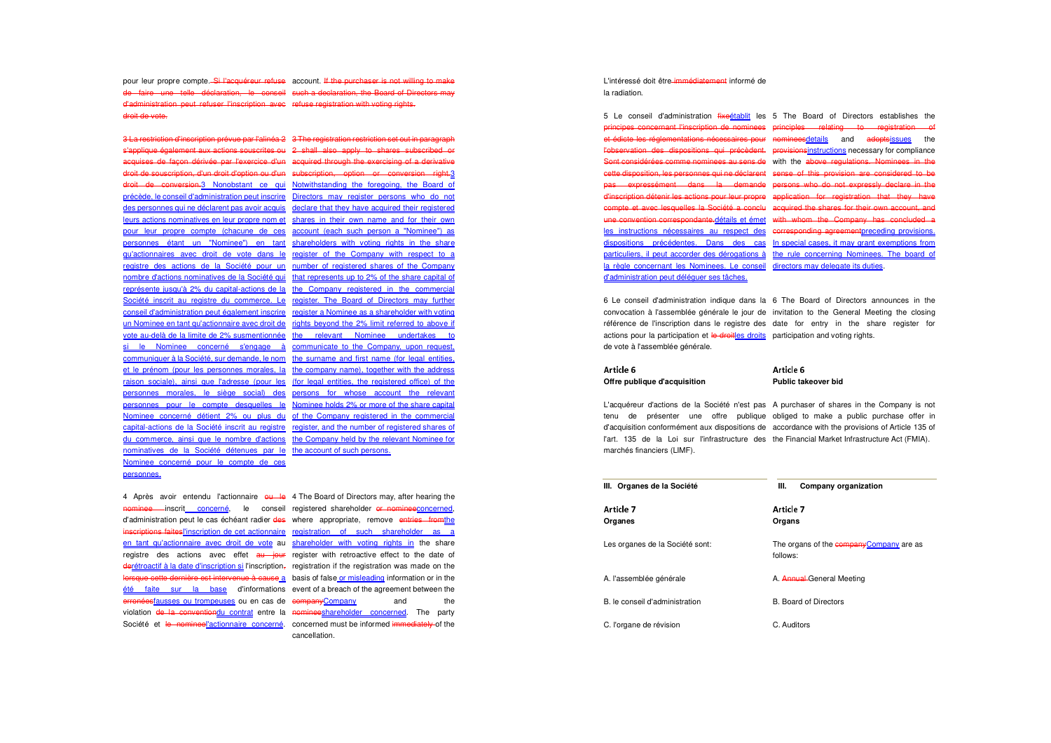pour leur propre compte. ~~Si l'acquéreur refuse de faire une telle déclaration, le conseil d'administration peut refuser l'inscription avec droit de vote.~~

account. ~~If the purchaser is not willing to make such a declaration, the Board of Directors may refuse registration with voting rights.~~

~~3 La restriction d'inscription prévue par l'alinéa 2 s'applique également aux actions souscrites ou acquises de façon dérivée par l'exercice d'un droit de souscription, d'un droit d'option ou d'un droit de conversion.~~3 Nonobstant ce qui précède, le conseil d'administration peut inscrire des personnes qui ne déclarent pas avoir acquis leurs actions nominatives en leur propre nom et pour leur propre compte (chacune de ces personnes étant un "Nominee") en tant qu'actionnaires avec droit de vote dans le registre des actions de la Société pour un nombre d'actions nominatives de la Société qui représente jusqu'à 2% du capital-actions de la Société inscrit au registre du commerce. Le conseil d'administration peut également inscrire un Nominee en tant qu'actionnaire avec droit de vote au-delà de la limite de 2% susmentionnée si le Nominee concerné s'engage à communiquer à la Société, sur demande, le nom et le prénom (pour les personnes morales, la raison sociale), ainsi que l'adresse (pour les personnes morales, le siège social) des personnes pour le compte desquelles le Nominee concerné détient 2% ou plus du capital-actions de la Société inscrit au registre du commerce, ainsi que le nombre d'actions nominatives de la Société détenues par le Nominee concerné pour le compte de ces personnes.

~~3 The registration restriction set out in paragraph 2 shall also apply to shares subscribed or acquired through the exercising of a derivative subscription, option or conversion right.~~3 Notwithstanding the foregoing, the Board of Directors may register persons who do not declare that they have acquired their registered shares in their own name and for their own account (each such person a "Nominee") as shareholders with voting rights in the share register of the Company with respect to a number of registered shares of the Company that represents up to 2% of the share capital of the Company registered in the commercial register. The Board of Directors may further register a Nominee as a shareholder with voting rights beyond the 2% limit referred to above if the relevant Nominee undertakes to communicate to the Company, upon request, the surname and first name (for legal entities, the company name), together with the address (for legal entities, the registered office) of the persons for whose account the relevant Nominee holds 2% or more of the share capital of the Company registered in the commercial register, and the number of registered shares of the Company held by the relevant Nominee for the account of such persons.

4 Après avoir entendu l'actionnaire ~~ou le nominee~~ inscrit concerné, le conseil d'administration peut le cas échéant radier ~~des inscriptions faites~~l'inscription de cet actionnaire en tant qu'actionnaire avec droit de vote au registre des actions avec effet ~~au jour de~~rétroactif à la date d'inscription si l'inscription~~,~~ ~~lorsque cette dernière est intervenue à cause~~ a été faite sur la base d'informations ~~erronées~~fausses ou trompeuses ou en cas de violation ~~de la convention~~du contrat entre la Société et ~~le nominee~~l'actionnaire concerné. L'intéressé doit être ~~immédiatement~~ informé de la radiation.

4 The Board of Directors may, after hearing the registered shareholder ~~or nominee~~concerned, where appropriate, remove ~~entries from~~the registration of such shareholder as a shareholder with voting rights in the share register with retroactive effect to the date of registration if the registration was made on the basis of false or misleading information or in the event of a breach of the agreement between the ~~company~~Company and the ~~nominee~~shareholder concerned. The party concerned must be informed ~~immediately~~ of the cancellation.

5 Le conseil d'administration ~~fixe~~établit les ~~principes concernant l'inscription de nominees et édicte les réglementations nécessaires pour l'observation des dispositions qui précèdent. Sont considérées comme nominees au sens de cette disposition, les personnes qui ne déclarent pas expressément dans la demande d'inscription détenir les actions pour leur propre compte et avec lesquelles la Société a conclu une convention correspondante.~~détails et émet les instructions nécessaires au respect des dispositions précédentes. Dans des cas particuliers, il peut accorder des dérogations à la règle concernant les Nominees. Le conseil d'administration peut déléguer ses tâches.

5 The Board of Directors establishes the ~~principles relating to registration of nominees~~details and ~~adopts~~issues the ~~provisions~~instructions necessary for compliance with the ~~above regulations. Nominees in the sense of this provision are considered to be persons who do not expressly declare in the application for registration that they have acquired the shares for their own account, and with whom the Company has concluded a corresponding agreement~~preceding provisions. In special cases, it may grant exemptions from the rule concerning Nominees. The board of directors may delegate its duties.

6 Le conseil d'administration indique dans la convocation à l'assemblée générale le jour de référence de l'inscription dans le registre des actions pour la participation et ~~le droit~~les droits de vote à l'assemblée générale.

6 The Board of Directors announces in the invitation to the General Meeting the closing date for entry in the share register for participation and voting rights.

### Article 6
**Offre publique d'acquisition**

### Article 6
**Public takeover bid**

L'acquéreur d'actions de la Société n'est pas tenu de présenter une offre publique d'acquisition conformément aux dispositions de l'art. 135 de la Loi sur l'infrastructure des marchés financiers (LIMF).

A purchaser of shares in the Company is not obliged to make a public purchase offer in accordance with the provisions of Article 135 of the Financial Market Infrastructure Act (FMIA).

## III. Organes de la Société

## III. Company organization

### Article 7
**Organes**

### Article 7
**Organs**

Les organes de la Société sont:

A. l'assemblée générale

B. le conseil d'administration

C. l'organe de révision

The organs of the ~~company~~Company are as follows:

A. ~~Annual~~ General Meeting

B. Board of Directors

C. Auditors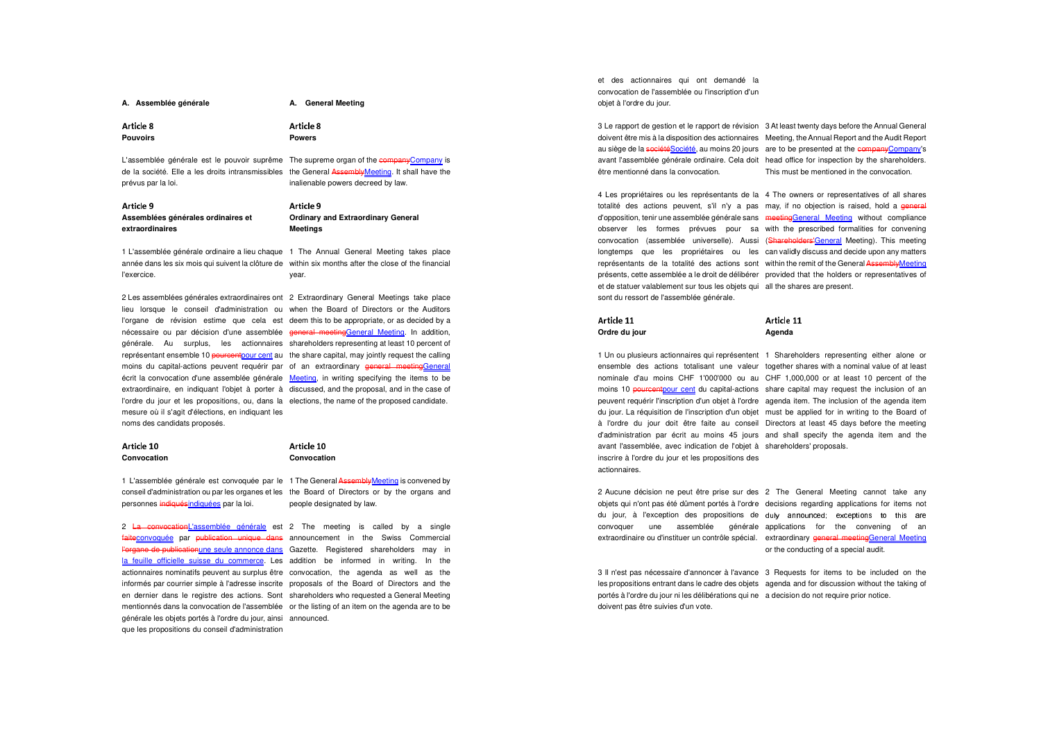**A. Assemblée générale**

**A. General Meeting**

### Article 8
**Pouvoirs**

### Article 8
**Powers**

L'assemblée générale est le pouvoir suprême de la société. Elle a les droits intransmissibles prévus par la loi.

The supreme organ of the ~~company~~Company is the General ~~Assembly~~Meeting. It shall have the inalienable powers decreed by law.

### Article 9
**Assemblées générales ordinaires et extraordinaires**

### Article 9
**Ordinary and Extraordinary General Meetings**

1 L'assemblée générale ordinaire a lieu chaque année dans les six mois qui suivent la clôture de l'exercice.

1 The Annual General Meeting takes place within six months after the close of the financial year.

2 Les assemblées générales extraordinaires ont lieu lorsque le conseil d'administration ou l'organe de révision estime que cela est nécessaire ou par décision d'une assemblée générale. Au surplus, les actionnaires représentant ensemble 10 ~~pourcent~~pour cent au moins du capital-actions peuvent requérir par écrit la convocation d'une assemblée générale extraordinaire, en indiquant l'objet à porter à l'ordre du jour et les propositions, ou, dans la mesure où il s'agit d'élections, en indiquant les noms des candidats proposés.

2 Extraordinary General Meetings take place when the Board of Directors or the Auditors deem this to be appropriate, or as decided by a ~~general meeting~~General Meeting. In addition, shareholders representing at least 10 percent of the share capital, may jointly request the calling of an extraordinary ~~general meeting~~General Meeting, in writing specifying the items to be discussed, and the proposal, and in the case of elections, the name of the proposed candidate.

### Article 10
**Convocation**

### Article 10
**Convocation**

1 L'assemblée générale est convoquée par le conseil d'administration ou par les organes et les personnes ~~indiqués~~indiquées par la loi.

1 The General ~~Assembly~~Meeting is convened by the Board of Directors or by the organs and people designated by law.

2 ~~La convocation~~L'assemblée générale est ~~faite~~convoquée par ~~publication unique dans l'organe de publication~~une seule annonce dans la feuille officielle suisse du commerce. Les actionnaires nominatifs peuvent au surplus être informés par courrier simple à l'adresse inscrite en dernier dans le registre des actions. Sont mentionnés dans la convocation de l'assemblée générale les objets portés à l'ordre du jour, ainsi que les propositions du conseil d'administration et des actionnaires qui ont demandé la convocation de l'assemblée ou l'inscription d'un objet à l'ordre du jour.

2 The meeting is called by a single announcement in the Swiss Commercial Gazette. Registered shareholders may in addition be informed in writing. In the convocation, the agenda as well as the proposals of the Board of Directors and the shareholders who requested a General Meeting or the listing of an item on the agenda are to be announced.

3 Le rapport de gestion et le rapport de révision doivent être mis à la disposition des actionnaires au siège de la ~~société~~Société, au moins 20 jours avant l'assemblée générale ordinaire. Cela doit être mentionné dans la convocation.

3 At least twenty days before the Annual General Meeting, the Annual Report and the Audit Report are to be presented at the ~~company~~Company's head office for inspection by the shareholders. This must be mentioned in the convocation.

4 Les propriétaires ou les représentants de la totalité des actions peuvent, s'il n'y a pas d'opposition, tenir une assemblée générale sans observer les formes prévues pour sa convocation (assemblée universelle). Aussi longtemps que les propriétaires ou les représentants de la totalité des actions sont présents, cette assemblée a le droit de délibérer et de statuer valablement sur tous les objets qui sont du ressort de l'assemblée générale.

4 The owners or representatives of all shares may, if no objection is raised, hold a ~~general meeting~~General Meeting without compliance with the prescribed formalities for convening (~~Shareholders'~~General Meeting). This meeting can validly discuss and decide upon any matters within the remit of the General ~~Assembly~~Meeting provided that the holders or representatives of all the shares are present.

### Article 11
**Ordre du jour**

### Article 11
**Agenda**

1 Un ou plusieurs actionnaires qui représentent ensemble des actions totalisant une valeur nominale d'au moins CHF 1'000'000 ou au moins 10 ~~pourcent~~pour cent du capital-actions peuvent requérir l'inscription d'un objet à l'ordre du jour. La réquisition de l'inscription d'un objet à l'ordre du jour doit être faite au conseil d'administration par écrit au moins 45 jours avant l'assemblée, avec indication de l'objet à inscrire à l'ordre du jour et les propositions des actionnaires.

1 Shareholders representing either alone or together shares with a nominal value of at least CHF 1,000,000 or at least 10 percent of the share capital may request the inclusion of an agenda item. The inclusion of the agenda item must be applied for in writing to the Board of Directors at least 45 days before the meeting and shall specify the agenda item and the shareholders' proposals.

2 Aucune décision ne peut être prise sur des objets qui n'ont pas été dûment portés à l'ordre du jour, à l'exception des propositions de convoquer une assemblée générale extraordinaire ou d'instituer un contrôle spécial.

2 The General Meeting cannot take any decisions regarding applications for items not duly announced; exceptions to this are applications for the convening of an extraordinary ~~general meeting~~General Meeting or the conducting of a special audit.

3 Il n'est pas nécessaire d'annoncer à l'avance les propositions entrant dans le cadre des objets portés à l'ordre du jour ni les délibérations qui ne doivent pas être suivies d'un vote.

3 Requests for items to be included on the agenda and for discussion without the taking of a decision do not require prior notice.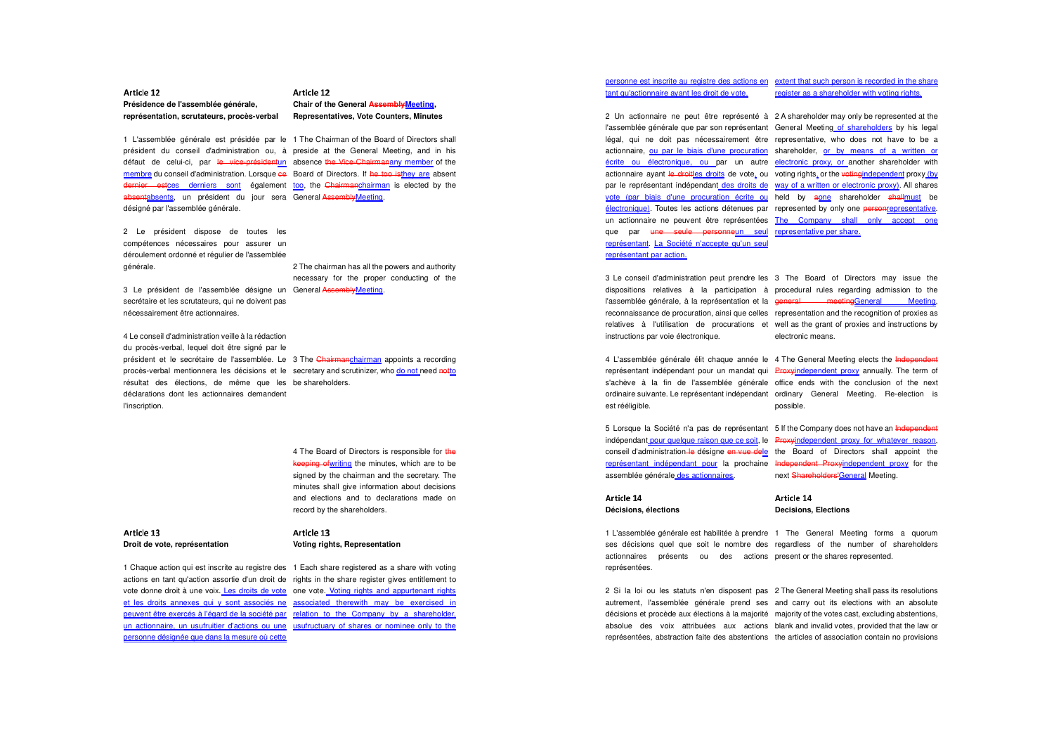## Article 12

### Présidence de l'assemblée générale, représentation, scrutateurs, procès-verbal

1 L'assemblée générale est présidée par le président du conseil d'administration ou, à défaut de celui-ci, par ~~le vice-président~~un membre du conseil d'administration. Lorsque ~~ce dernier est~~ces derniers sont également ~~absent~~absents, un président du jour sera désigné par l'assemblée générale.

2 Le président dispose de toutes les compétences nécessaires pour assurer un déroulement ordonné et régulier de l'assemblée générale.

3 Le président de l'assemblée désigne un secrétaire et les scrutateurs, qui ne doivent pas nécessairement être actionnaires.

4 Le conseil d'administration veille à la rédaction du procès-verbal, lequel doit être signé par le président et le secrétaire de l'assemblée. Le procès-verbal mentionnera les décisions et le résultat des élections, de même que les déclarations dont les actionnaires demandent l'inscription.

## Article 12

### Chair of the General ~~Assembly~~Meeting, Representatives, Vote Counters, Minutes

1 The Chairman of the Board of Directors shall preside at the General Meeting, and in his absence ~~the Vice-Chairman~~any member of the Board of Directors. If ~~he too is~~they are absent too, the ~~Chairman~~chairman is elected by the General ~~Assembly~~Meeting.

2 The chairman has all the powers and authority necessary for the proper conducting of the General ~~Assembly~~Meeting.

3 The ~~Chairman~~chairman appoints a recording secretary and scrutinizer, who do not need ~~not~~to be shareholders.

4 The Board of Directors is responsible for ~~the keeping of~~writing the minutes, which are to be signed by the chairman and the secretary. The minutes shall give information about decisions and elections and to declarations made on record by the shareholders.

## Article 13

### Droit de vote, représentation

1 Chaque action qui est inscrite au registre des actions en tant qu'action assortie d'un droit de vote donne droit à une voix. Les droits de vote et les droits annexes qui y sont associés ne peuvent être exercés à l'égard de la société par un actionnaire, un usufruitier d'actions ou une personne désignée que dans la mesure où cette personne est inscrite au registre des actions en tant qu'actionnaire ayant le droit de vote.

2 Un actionnaire ne peut être représenté à l'assemblée générale que par son représentant légal, qui ne doit pas nécessairement être actionnaire, ou par le biais d'une procuration écrite ou électronique, ou par un autre actionnaire ayant ~~le droit~~les droits de vote, ou par le représentant indépendant des droits de vote (par biais d'une procuration écrite ou électronique). Toutes les actions détenues par un actionnaire ne peuvent être représentées que par ~~une seule personne~~un seul représentant. La Société n'accepte qu'un seul représentant par action.

3 Le conseil d'administration peut prendre les dispositions relatives à la participation à l'assemblée générale, à la représentation et la reconnaissance de procuration, ainsi que celles relatives à l'utilisation de procurations et instructions par voie électronique.

4 L'assemblée générale élit chaque année le représentant indépendant pour un mandat qui s'achève à la fin de l'assemblée générale ordinaire suivante. Le représentant indépendant est rééligible.

5 Lorsque la Société n'a pas de représentant indépendant pour quelque raison que ce soit, le conseil d'administration ~~le~~ désigne ~~en vue de~~le représentant indépendant pour la prochaine assemblée générale des actionnaires.

## Article 13

### Voting rights, Representation

1 Each share registered as a share with voting rights in the share register gives entitlement to one vote. Voting rights and appurtenant rights associated therewith may be exercised in relation to the Company by a shareholder, usufructuary of shares or nominee only to the extent that such person is recorded in the share register as a shareholder with voting rights.

2 A shareholder may only be represented at the General Meeting of shareholders by his legal representative, who does not have to be a shareholder, or by means of a written or electronic proxy, or another shareholder with voting rights, or the ~~voting~~independent proxy (by way of a written or electronic proxy). All shares held by ~~a~~one shareholder ~~shall~~must be represented by only one ~~person~~representative. The Company shall only accept one representative per share.

3 The Board of Directors may issue the procedural rules regarding admission to the ~~general meeting~~General Meeting, representation and the recognition of proxies as well as the grant of proxies and instructions by electronic means.

4 The General Meeting elects the ~~Independent Proxy~~independent proxy annually. The term of office ends with the conclusion of the next ordinary General Meeting. Re-election is possible.

5 If the Company does not have an ~~Independent Proxy~~independent proxy for whatever reason, the Board of Directors shall appoint the ~~Independent Proxy~~independent proxy for the next ~~Shareholders'~~General Meeting.

## Article 14

### Décisions, élections

1 L'assemblée générale est habilitée à prendre ses décisions quel que soit le nombre des actionnaires présents ou des actions représentées.

2 Si la loi ou les statuts n'en disposent pas autrement, l'assemblée générale prend ses décisions et procède aux élections à la majorité absolue des voix attribuées aux actions représentées, abstraction faite des abstentions

## Article 14

### Decisions, Elections

1 The General Meeting forms a quorum regardless of the number of shareholders present or the shares represented.

2 The General Meeting shall pass its resolutions and carry out its elections with an absolute majority of the votes cast, excluding abstentions, blank and invalid votes, provided that the law or the articles of association contain no provisions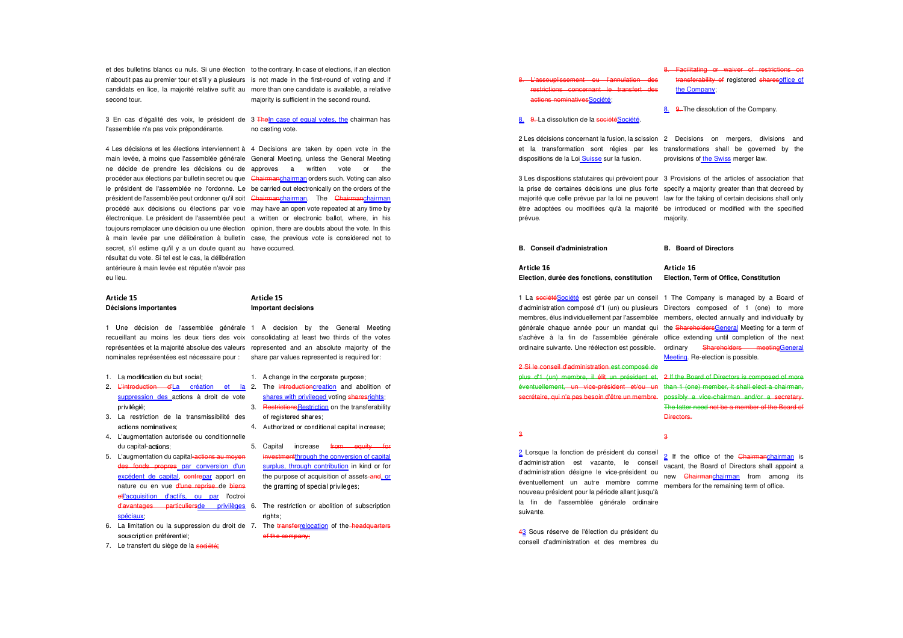et des bulletins blancs ou nuls. Si une élection n'aboutit pas au premier tour et s'il y a plusieurs candidats en lice, la majorité relative suffit au second tour.

to the contrary. In case of elections, if an election is not made in the first-round of voting and if more than one candidate is available, a relative majority is sufficient in the second round.

3 En cas d'égalité des voix, le président de l'assemblée n'a pas voix prépondérante.

3 TheIn case of equal votes, the chairman has no casting vote.

4 Les décisions et les élections interviennent à main levée, à moins que l'assemblée générale ne décide de prendre les décisions ou de procéder aux élections par bulletin secret ou que le président de l'assemblée ne l'ordonne. Le président de l'assemblée peut ordonner qu'il soit procédé aux décisions ou élections par voie électronique. Le président de l'assemblée peut toujours remplacer une décision ou une élection à main levée par une délibération à bulletin secret, s'il estime qu'il y a un doute quant au résultat du vote. Si tel est le cas, la délibération antérieure à main levée est réputée n'avoir pas eu lieu.

4 Decisions are taken by open vote in the General Meeting, unless the General Meeting approves a written vote or the Chairmanchairman orders such. Voting can also be carried out electronically on the orders of the Chairmanchairman. The Chairmanchairman may have an open vote repeated at any time by a written or electronic ballot, where, in his opinion, there are doubts about the vote. In this case, the previous vote is considered not to have occurred.

### Article 15
**Décisions importantes**

### Article 15
**Important decisions**

1 Une décision de l'assemblée générale recueillant au moins les deux tiers des voix représentées et la majorité absolue des valeurs nominales représentées est nécessaire pour :

1. La modification du but social;
2. L'introduction d'La création et la suppression des actions à droit de vote privilégié;
3. La restriction de la transmissibilité des actions nominatives;
4. L'augmentation autorisée ou conditionnelle du capital-actions;
5. L'augmentation du capital actions au moyen des fonds propres par conversion d'un excédent de capital, contrepar apport en nature ou en vue d'une reprise de biens etl'acquisition d'actifs, ou par l'octroi d'avantages particuliersde privilèges spéciaux;
6. La limitation ou la suppression du droit de souscription préférentiel;
7. Le transfert du siège de la société;
8. L'assouplissement ou l'annulation des restrictions concernant le transfert des actions nominativesSociété;
8. 9. La dissolution de la sociétéSociété.

1 A decision by the General Meeting consolidating at least two thirds of the votes represented and an absolute majority of the share par values represented is required for:

1. A change in the corporate purpose;
2. The introductioncreation and abolition of shares with privileged voting sharesrights;
3. RestrictionsRestriction on the transferability of registered shares;
4. Authorized or conditional capital increase;
5. Capital increase from equity for investmentthrough the conversion of capital surplus, through contribution in kind or for the purpose of acquisition of assets and, or the granting of special privileges;
6. The restriction or abolition of subscription rights;
7. The transferrelocation of the headquarters of the company;
8. Facilitating or waiver of restrictions on transferability of registered sharesoffice of the Company;
8. 9. The dissolution of the Company.

2 Les décisions concernant la fusion, la scission et la transformation sont régies par les dispositions de la Loi Suisse sur la fusion.

2 Decisions on mergers, divisions and transformations shall be governed by the provisions of the Swiss merger law.

3 Les dispositions statutaires qui prévoient pour la prise de certaines décisions une plus forte majorité que celle prévue par la loi ne peuvent être adoptées ou modifiées qu'à la majorité prévue.

3 Provisions of the articles of association that specify a majority greater than that decreed by law for the taking of certain decisions shall only be introduced or modified with the specified majority.

**B. Conseil d'administration**

**B. Board of Directors**

### Article 16
**Election, durée des fonctions, constitution**

### Article 16
**Election, Term of Office, Constitution**

1 La sociétéSociété est gérée par un conseil d'administration composé d'1 (un) ou plusieurs membres, élus individuellement par l'assemblée générale chaque année pour un mandat qui s'achève à la fin de l'assemblée générale ordinaire suivante. Une réélection est possible.

1 The Company is managed by a Board of Directors composed of 1 (one) to more members, elected annually and individually by the ShareholdersGeneral Meeting for a term of office extending until completion of the next ordinary Shareholders meetingGeneral Meeting. Re-election is possible.

2 Si le conseil d'administration est composé de plus d'1 (un) membre, il élit un président et, éventuellement, un vice-président et/ou un secrétaire, qui n'a pas besoin d'être un membre.

2 If the Board of Directors is composed of more than 1 (one) member, it shall elect a chairman, possibly a vice-chairman and/or a secretary. The latter need not be a member of the Board of Directors.

3

2 Lorsque la fonction de président du conseil d'administration est vacante, le conseil d'administration désigne le vice-président ou éventuellement un autre membre comme nouveau président pour la période allant jusqu'à la fin de l'assemblée générale ordinaire suivante.

3

2 If the office of the Chairmanchairman is vacant, the Board of Directors shall appoint a new Chairmanchairman from among its members for the remaining term of office.

43 Sous réserve de l'élection du président du conseil d'administration et des membres du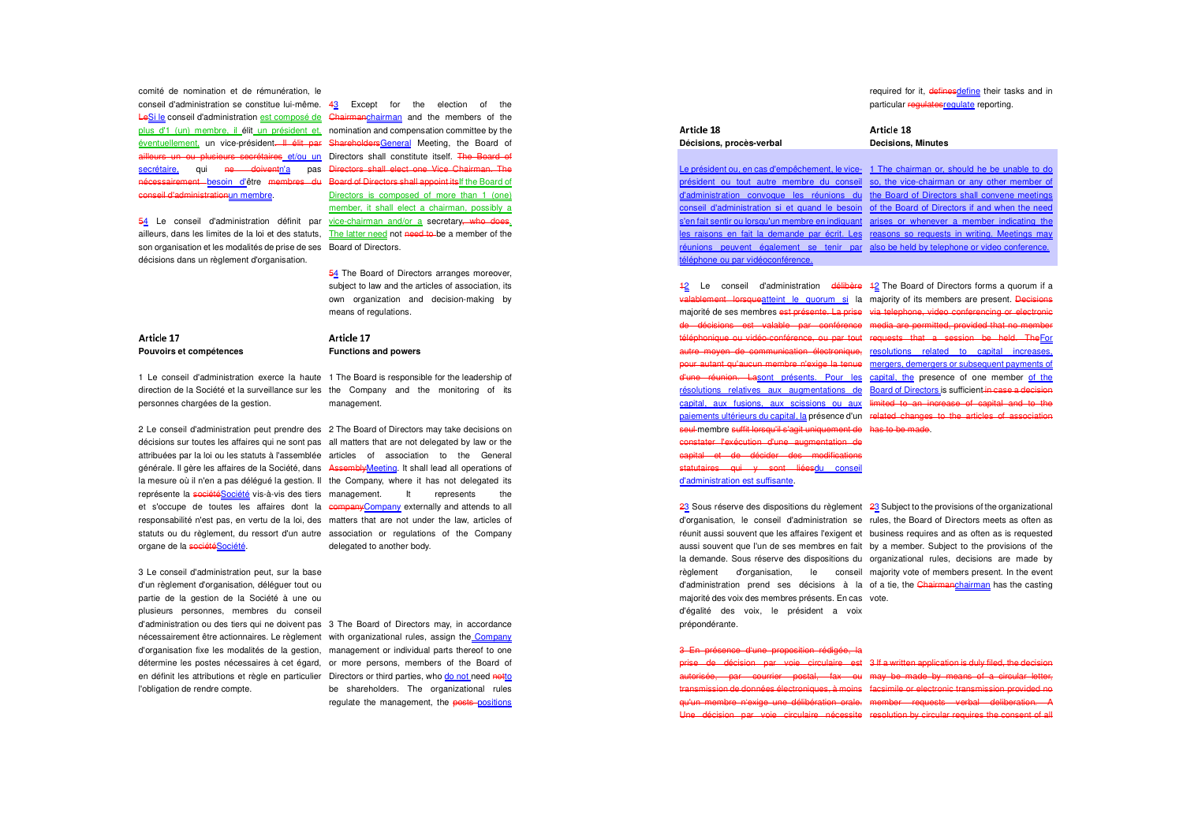comité de nomination et de rémunération, le conseil d'administration se constitue lui-même. ~~Le~~Si le conseil d'administration est composé de plus d'1 (un) membre, il élit un président et, éventuellement, un vice-président~~. Il élit par ailleurs un ou plusieurs secrétaires~~ et/ou un secrétaire, qui ~~ne doivent~~n'a pas ~~nécessairement~~ besoin d'être ~~membres du conseil d'administration~~un membre.

~~5~~4 Le conseil d'administration définit par ailleurs, dans les limites de la loi et des statuts, son organisation et les modalités de prise de ses décisions dans un règlement d'organisation.

~~4~~3 Except for the election of the ~~Chairman~~chairman and the members of the nomination and compensation committee by the ~~Shareholders~~General Meeting, the Board of Directors shall constitute itself. ~~The Board of Directors shall elect one Vice Chairman. The Board of Directors shall appoint its~~If the Board of Directors is composed of more than 1 (one) member, it shall elect a chairman, possibly a vice-chairman and/or a secretary~~, who does~~. The latter need not ~~need to~~ be a member of the Board of Directors.

~~5~~4 The Board of Directors arranges moreover, subject to law and the articles of association, its own organization and decision-making by means of regulations.

## Article 17
**Pouvoirs et compétences**

1 Le conseil d'administration exerce la haute direction de la Société et la surveillance sur les personnes chargées de la gestion.

2 Le conseil d'administration peut prendre des décisions sur toutes les affaires qui ne sont pas attribuées par la loi ou les statuts à l'assemblée générale. Il gère les affaires de la Société, dans la mesure où il n'en a pas délégué la gestion. Il représente la ~~société~~Société vis-à-vis des tiers et s'occupe de toutes les affaires dont la responsabilité n'est pas, en vertu de la loi, des statuts ou du règlement, du ressort d'un autre organe de la ~~société~~Société.

3 Le conseil d'administration peut, sur la base d'un règlement d'organisation, déléguer tout ou partie de la gestion de la Société à une ou plusieurs personnes, membres du conseil d'administration ou des tiers qui ne doivent pas nécessairement être actionnaires. Le règlement d'organisation fixe les modalités de la gestion, détermine les postes nécessaires à cet égard, en définit les attributions et règle en particulier l'obligation de rendre compte.

## Article 17
**Functions and powers**

1 The Board is responsible for the leadership of the Company and the monitoring of its management.

2 The Board of Directors may take decisions on all matters that are not delegated by law or the articles of association to the General ~~Assembly~~Meeting. It shall lead all operations of the Company, where it has not delegated its management. It represents the ~~company~~Company externally and attends to all matters that are not under the law, articles of association or regulations of the Company delegated to another body.

3 The Board of Directors may, in accordance with organizational rules, assign the Company management or individual parts thereof to one or more persons, members of the Board of Directors or third parties, who do not need ~~not~~to be shareholders. The organizational rules regulate the management, the ~~posts~~ positions required for it, ~~defines~~define their tasks and in particular ~~regulates~~regulate reporting.

## Article 18
**Décisions, procès-verbal**

Le président ou, en cas d'empêchement, le vice-président ou tout autre membre du conseil d'administration convoque les réunions du conseil d'administration si et quand le besoin s'en fait sentir ou lorsqu'un membre en indiquant les raisons en fait la demande par écrit. Les réunions peuvent également se tenir par téléphone ou par vidéoconférence.

~~1~~2 Le conseil d'administration ~~délibère valablement lorsque~~atteint le quorum si la majorité de ses membres ~~est présente. La prise de décisions est valable par conférence téléphonique ou vidéo-conférence, ou par tout autre moyen de communication électronique, pour autant qu'aucun membre n'exige la tenue d'une réunion. La~~sont présents. Pour les résolutions relatives aux augmentations de capital, aux fusions, aux scissions ou aux paiements ultérieurs du capital, la présence d'un ~~seul~~ membre ~~suffit lorsqu'il s'agit uniquement de constater l'exécution d'une augmentation de capital et de décider des modifications statutaires qui y sont liées~~du conseil d'administration est suffisante.

~~2~~3 Sous réserve des dispositions du règlement d'organisation, le conseil d'administration se réunit aussi souvent que les affaires l'exigent et aussi souvent que l'un de ses membres en fait la demande. Sous réserve des dispositions du règlement d'organisation, le conseil d'administration prend ses décisions à la majorité des voix des membres présents. En cas d'égalité des voix, le président a voix prépondérante.

~~3 En présence d'une proposition rédigée, la prise de décision par voie circulaire est autorisée, par courrier postal, fax ou transmission de données électroniques, à moins qu'un membre n'exige une délibération orale. Une décision par voie circulaire nécessite~~

## Article 18
**Decisions, Minutes**

1 The chairman or, should he be unable to do so, the vice-chairman or any other member of the Board of Directors shall convene meetings of the Board of Directors if and when the need arises or whenever a member indicating the reasons so requests in writing. Meetings may also be held by telephone or video conference.

~~1~~2 The Board of Directors forms a quorum if a majority of its members are present. ~~Decisions via telephone, video conferencing or electronic media are permitted, provided that no member requests that a session be held. The~~For resolutions related to capital increases, mergers, demergers or subsequent payments of capital, the presence of one member of the Board of Directors is sufficient ~~in case a decision limited to an increase of capital and to the related changes to the articles of association has to be made~~.

~~2~~3 Subject to the provisions of the organizational rules, the Board of Directors meets as often as business requires and as often as is requested by a member. Subject to the provisions of the organizational rules, decisions are made by majority vote of members present. In the event of a tie, the ~~Chairman~~chairman has the casting vote.

~~3 If a written application is duly filed, the decision may be made by means of a circular letter, facsimile or electronic transmission provided no member requests verbal deliberation. A resolution by circular requires the consent of all~~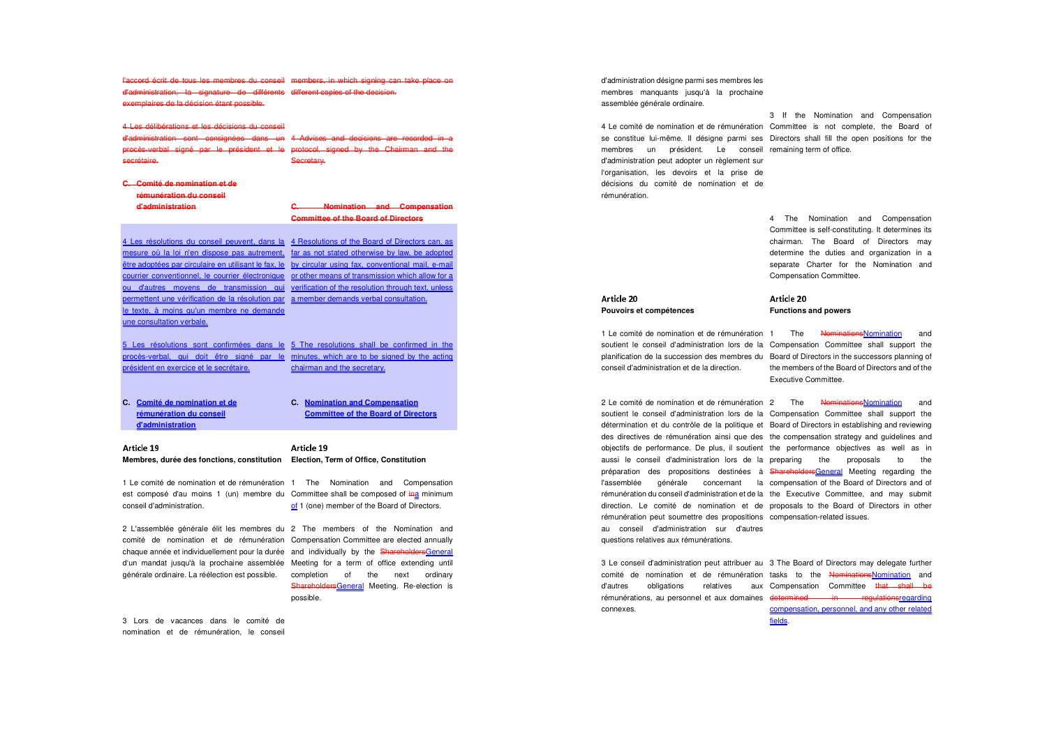~~l'accord écrit de tous les membres du conseil d'administration, la signature de différents exemplaires de la décision étant possible.~~

~~members, in which signing can take place on different copies of the decision.~~

~~4 Les délibérations et les décisions du conseil d'administration sont consignées dans un procès-verbal signé par le président et le secrétaire.~~

~~4 Advices and decisions are recorded in a protocol, signed by the Chairman and the Secretary.~~

~~**C. Comité de nomination et de rémunération du conseil d'administration**~~

~~**C. Nomination and Compensation Committee of the Board of Directors**~~

4 Les résolutions du conseil peuvent, dans la mesure où la loi n'en dispose pas autrement, être adoptées par circulaire en utilisant le fax, le courrier conventionnel, le courrier électronique ou d'autres moyens de transmission qui permettent une vérification de la résolution par le texte, à moins qu'un membre ne demande une consultation verbale.

4 Resolutions of the Board of Directors can, as far as not stated otherwise by law, be adopted by circular using fax, conventional mail, e-mail or other means of transmission which allow for a verification of the resolution through text, unless a member demands verbal consultation.

5 Les résolutions sont confirmées dans le procès-verbal, qui doit être signé par le président en exercice et le secrétaire.

5 The resolutions shall be confirmed in the minutes, which are to be signed by the acting chairman and the secretary.

**C. Comité de nomination et de rémunération du conseil d'administration**

**C. Nomination and Compensation Committee of the Board of Directors**

## Article 19
**Membres, durée des fonctions, constitution**

1 Le comité de nomination et de rémunération est composé d'au moins 1 (un) membre du conseil d'administration.

2 L'assemblée générale élit les membres du comité de nomination et de rémunération chaque année et individuellement pour la durée d'un mandat jusqu'à la prochaine assemblée générale ordinaire. La réélection est possible.

3 Lors de vacances dans le comité de nomination et de rémunération, le conseil d'administration désigne parmi ses membres les membres manquants jusqu'à la prochaine assemblée générale ordinaire.

4 Le comité de nomination et de rémunération se constitue lui-même. Il désigne parmi ses membres un président. Le conseil d'administration peut adopter un règlement sur l'organisation, les devoirs et la prise de décisions du comité de nomination et de rémunération.

## Article 19
**Election, Term of Office, Constitution**

1 The Nomination and Compensation Committee shall be composed of ~~in~~a minimum of 1 (one) member of the Board of Directors.

2 The members of the Nomination and Compensation Committee are elected annually and individually by the ~~Shareholders~~General Meeting for a term of office extending until completion of the next ordinary ~~Shareholders~~General Meeting. Re-election is possible.

3 If the Nomination and Compensation Committee is not complete, the Board of Directors shall fill the open positions for the remaining term of office.

4 The Nomination and Compensation Committee is self-constituting. It determines its chairman. The Board of Directors may determine the duties and organization in a separate Charter for the Nomination and Compensation Committee.

## Article 20
**Pouvoirs et compétences**

1 Le comité de nomination et de rémunération soutient le conseil d'administration lors de la planification de la succession des membres du conseil d'administration et de la direction.

2 Le comité de nomination et de rémunération soutient le conseil d'administration lors de la détermination et du contrôle de la politique et des directives de rémunération ainsi que des objectifs de performance. De plus, il soutient aussi le conseil d'administration lors de la préparation des propositions destinées à l'assemblée générale concernant la rémunération du conseil d'administration et de la direction. Le comité de nomination et de rémunération peut soumettre des propositions au conseil d'administration sur d'autres questions relatives aux rémunérations.

3 Le conseil d'administration peut attribuer au comité de nomination et de rémunération d'autres obligations relatives aux rémunérations, au personnel et aux domaines connexes.

## Article 20
**Functions and powers**

1 The ~~Nominations~~Nomination and Compensation Committee shall support the Board of Directors in the successors planning of the members of the Board of Directors and of the Executive Committee.

2 The ~~Nominations~~Nomination and Compensation Committee shall support the Board of Directors in establishing and reviewing the compensation strategy and guidelines and the performance objectives as well as in preparing the proposals to the ~~Shareholders~~General Meeting regarding the compensation of the Board of Directors and of the Executive Committee, and may submit proposals to the Board of Directors in other compensation-related issues.

3 The Board of Directors may delegate further tasks to the ~~Nominations~~Nomination and Compensation Committee ~~that shall be determined in regulations~~regarding compensation, personnel, and any other related fields.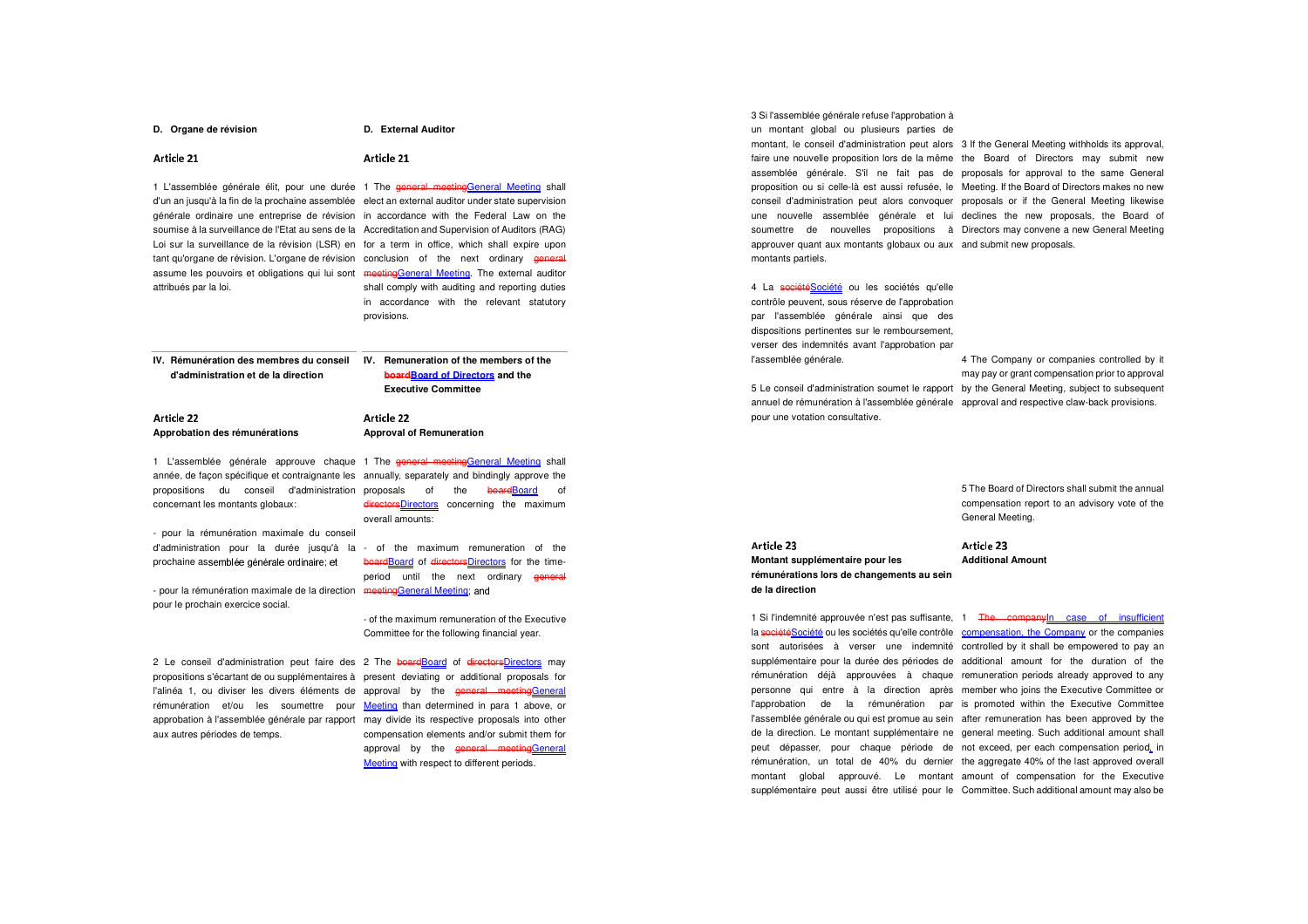## D. Organe de révision

### Article 21

1 L'assemblée générale élit, pour une durée d'un an jusqu'à la fin de la prochaine assemblée générale ordinaire une entreprise de révision soumise à la surveillance de l'Etat au sens de la Loi sur la surveillance de la révision (LSR) en tant qu'organe de révision. L'organe de révision assume les pouvoirs et obligations qui lui sont attribués par la loi.

## D. External Auditor

### Article 21

1 The ~~general meeting~~General Meeting shall elect an external auditor under state supervision in accordance with the Federal Law on the Accreditation and Supervision of Auditors (RAG) for a term in office, which shall expire upon conclusion of the next ordinary ~~general meeting~~General Meeting. The external auditor shall comply with auditing and reporting duties in accordance with the relevant statutory provisions.

## IV. Rémunération des membres du conseil d'administration et de la direction

### Article 22
**Approbation des rémunérations**

1 L'assemblée générale approuve chaque année, de façon spécifique et contraignante les propositions du conseil d'administration concernant les montants globaux:

- pour la rémunération maximale du conseil d'administration pour la durée jusqu'à la prochaine assemblée générale ordinaire; et

- pour la rémunération maximale de la direction pour le prochain exercice social.

2 Le conseil d'administration peut faire des propositions s'écartant de ou supplémentaires à l'alinéa 1, ou diviser les divers éléments de rémunération et/ou les soumettre pour approbation à l'assemblée générale par rapport aux autres périodes de temps.

3 Si l'assemblée générale refuse l'approbation à un montant global ou plusieurs parties de montant, le conseil d'administration peut alors faire une nouvelle proposition lors de la même assemblée générale. S'il ne fait pas de proposition ou si celle-là est aussi refusée, le conseil d'administration peut alors convoquer une nouvelle assemblée générale et lui soumettre de nouvelles propositions à approuver quant aux montants globaux ou aux montants partiels.

4 La ~~société~~Société ou les sociétés qu'elle contrôle peuvent, sous réserve de l'approbation par l'assemblée générale ainsi que des dispositions pertinentes sur le remboursement, verser des indemnités avant l'approbation par l'assemblée générale.

5 Le conseil d'administration soumet le rapport annuel de rémunération à l'assemblée générale pour une votation consultative.

## IV. Remuneration of the members of the ~~board~~Board of Directors and the Executive Committee

### Article 22
**Approval of Remuneration**

1 The ~~general meeting~~General Meeting shall annually, separately and bindingly approve the proposals of the ~~board~~Board of ~~directors~~Directors concerning the maximum overall amounts:

- of the maximum remuneration of the ~~board~~Board of ~~directors~~Directors for the time-period until the next ordinary ~~general meeting~~General Meeting; and

- of the maximum remuneration of the Executive Committee for the following financial year.

2 The ~~board~~Board of ~~directors~~Directors may present deviating or additional proposals for approval by the ~~general meeting~~General Meeting than determined in para 1 above, or may divide its respective proposals into other compensation elements and/or submit them for approval by the ~~general meeting~~General Meeting with respect to different periods.

3 If the General Meeting withholds its approval, the Board of Directors may submit new proposals for approval to the same General Meeting. If the Board of Directors makes no new proposals or if the General Meeting likewise declines the new proposals, the Board of Directors may convene a new General Meeting and submit new proposals.

4 The Company or companies controlled by it may pay or grant compensation prior to approval by the General Meeting, subject to subsequent approval and respective claw-back provisions.

5 The Board of Directors shall submit the annual compensation report to an advisory vote of the General Meeting.

### Article 23
**Montant supplémentaire pour les rémunérations lors de changements au sein de la direction**

1 Si l'indemnité approuvée n'est pas suffisante, la ~~société~~Société ou les sociétés qu'elle contrôle sont autorisées à verser une indemnité supplémentaire pour la durée des périodes de rémunération déjà approuvées à chaque personne qui entre à la direction après l'approbation de la rémunération par l'assemblée générale ou qui est promue au sein de la direction. Le montant supplémentaire ne peut dépasser, pour chaque période de rémunération, un total de de 40% du dernier montant global approuvé. Le montant supplémentaire peut aussi être utilisé pour le

### Article 23
**Additional Amount**

1 ~~The company~~In case of insufficient compensation, the Company or the companies controlled by it shall be empowered to pay an additional amount for the duration of the remuneration periods already approved to any member who joins the Executive Committee or is promoted within the Executive Committee after remuneration has been approved by the general meeting. Such additional amount shall not exceed, per each compensation period, in the aggregate 40% of the last approved overall amount of compensation for the Executive Committee. Such additional amount may also be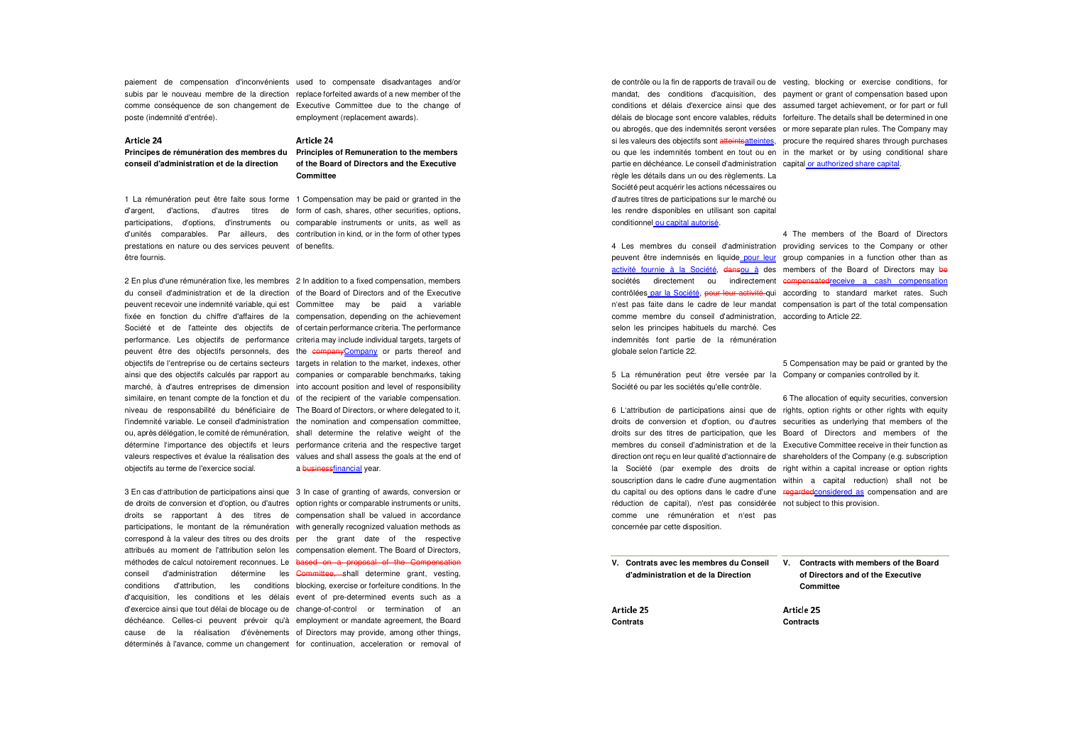paiement de compensation d'inconvénients subis par le nouveau membre de la direction comme conséquence de son changement de poste (indemnité d'entrée).

used to compensate disadvantages and/or replace forfeited awards of a new member of the Executive Committee due to the change of employment (replacement awards).

### Article 24

**Principes de rémunération des membres du conseil d'administration et de la direction**

### Article 24

**Principles of Remuneration to the members of the Board of Directors and the Executive Committee**

1 La rémunération peut être faite sous forme d'argent, d'actions, d'autres titres de participations, d'options, d'instruments ou d'unités comparables. Par ailleurs, des prestations en nature ou des services peuvent être fournis.

1 Compensation may be paid or granted in the form of cash, shares, other securities, options, comparable instruments or units, as well as contribution in kind, or in the form of other types of benefits.

2 En plus d'une rémunération fixe, les membres du conseil d'administration et de la direction peuvent recevoir une indemnité variable, qui est fixée en fonction du chiffre d'affaires de la Société et de l'atteinte des objectifs de performance. Les objectifs de performance peuvent être des objectifs personnels, des objectifs de l'entreprise ou de certains secteurs ainsi que des objectifs calculés par rapport au marché, à d'autres entreprises de dimension similaire, en tenant compte de la fonction et du niveau de responsabilité du bénéficiaire de l'indemnité variable. Le conseil d'administration ou, après délégation, le comité de rémunération, détermine l'importance des objectifs et leurs valeurs respectives et évalue la réalisation des objectifs au terme de l'exercice social.

2 In addition to a fixed compensation, members of the Board of Directors and of the Executive Committee may be paid a variable compensation, depending on the achievement of certain performance criteria. The performance criteria may include individual targets, targets of the ~~company~~Company or parts thereof and targets in relation to the market, indexes, other companies or comparable benchmarks, taking into account position and level of responsibility of the recipient of the variable compensation. The Board of Directors, or where delegated to it, the nomination and compensation committee, shall determine the relative weight of the performance criteria and the respective target values and shall assess the goals at the end of a ~~business~~financial year.

3 En cas d'attribution de participations ainsi que de droits de conversion et d'option, ou d'autres droits se rapportant à des titres de participations, le montant de la rémunération correspond à la valeur des titres ou des droits attribués au moment de l'attribution selon les méthodes de calcul notoirement reconnues. Le conseil d'administration détermine les conditions d'attribution, les conditions d'acquisition, les conditions et les délais d'exercice ainsi que tout délai de blocage ou de déchéance. Celles-ci peuvent prévoir qu'à cause de la réalisation d'évènements déterminés à l'avance, comme un changement de contrôle ou la fin de rapports de travail ou de mandat, des conditions d'acquisition, des conditions et délais d'exercice ainsi que des délais de blocage sont encore valables, réduits ou abrogés, que des indemnités seront versées si les valeurs des objectifs sont ~~atteints~~atteintes, ou que les indemnités tombent en tout ou en partie en déchéance. Le conseil d'administration règle les détails dans un ou des règlements. La Société peut acquérir les actions nécessaires ou d'autres titres de participations sur le marché ou les rendre disponibles en utilisant son capital conditionnel ou capital autorisé.

3 In case of granting of awards, conversion or option rights or comparable instruments or units, compensation shall be valued in accordance with generally recognized valuation methods as per the grant date of the respective compensation element. The Board of Directors, ~~based on a proposal of the Compensation Committee,~~ shall determine grant, vesting, blocking, exercise or forfeiture conditions. In the event of pre-determined events such as a change-of-control or termination of an employment or mandate agreement, the Board of Directors may provide, among other things, for continuation, acceleration or removal of vesting, blocking or exercise conditions, for payment or grant of compensation based upon assumed target achievement, or for part or full forfeiture. The details shall be determined in one or more separate plan rules. The Company may procure the required shares through purchases in the market or by using conditional share capital or authorized share capital.

4 Les membres du conseil d'administration peuvent être indemnisés en liquide pour leur activité fournie à la Société, ~~dans~~ou à des sociétés directement ou indirectement contrôlées par la Société, ~~pour leur activité~~ qui n'est pas faite dans le cadre de leur mandat comme membre du conseil d'administration, selon les principes habituels du marché. Ces indemnités font partie de la rémunération globale selon l'article 22.

4 The members of the Board of Directors providing services to the Company or other group companies in a function other than as members of the Board of Directors may ~~be compensated~~receive a cash compensation according to standard market rates. Such compensation is part of the total compensation according to Article 22.

5 La rémunération peut être versée par la Société ou par les sociétés qu'elle contrôle.

5 Compensation may be paid or granted by the Company or companies controlled by it.

6 L'attribution de participations ainsi que de droits de conversion et d'option, ou d'autres droits sur des titres de participation, que les membres du conseil d'administration et de la direction ont reçu en leur qualité d'actionnaire de la Société (par exemple des droits de souscription dans le cadre d'une augmentation du capital ou des options dans le cadre d'une réduction de capital), n'est pas considérée comme une rémunération et n'est pas concernée par cette disposition.

6 The allocation of equity securities, conversion rights, option rights or other rights with equity securities as underlying that members of the Board of Directors and members of the Executive Committee receive in their function as shareholders of the Company (e.g. subscription right within a capital increase or option rights within a capital reduction) shall not be ~~regarded~~considered as compensation and are not subject to this provision.

## V. Contrats avec les membres du Conseil d'administration et de la Direction

## V. Contracts with members of the Board of Directors and of the Executive Committee

### Article 25

**Contrats**

### Article 25

**Contracts**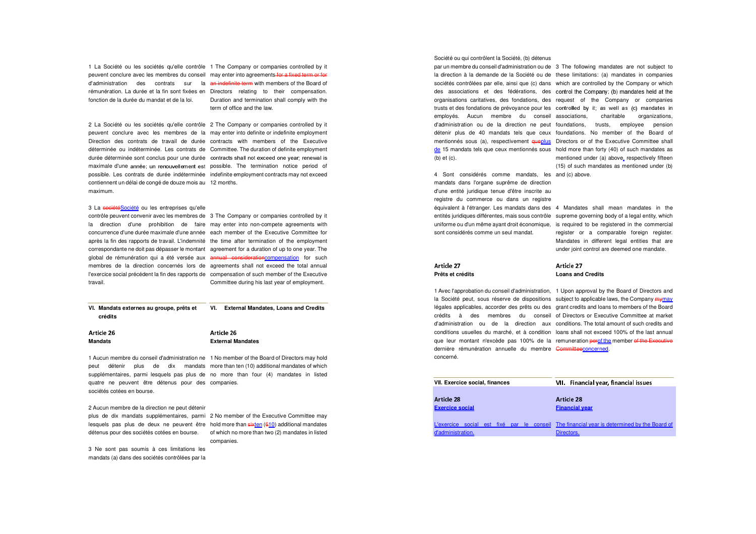1 La Société ou les sociétés qu'elle contrôle peuvent conclure avec les membres du conseil d'administration des contrats sur la rémunération. La durée et la fin sont fixées en fonction de la durée du mandat et de la loi.

1 The Company or companies controlled by it may enter into agreements ~~for a fixed term or for an indefinite term~~ with members of the Board of Directors relating to their compensation. Duration and termination shall comply with the term of office and the law.

2 La Société ou les sociétés qu'elle contrôle peuvent conclure avec les membres de la Direction des contrats de travail de durée déterminée ou indéterminée. Les contrats de durée déterminée sont conclus pour une durée maximale d'une année; un renouvellement est possible. Les contrats de durée indéterminée contiennent un délai de congé de douze mois au maximum.

2 The Company or companies controlled by it may enter into definite or indefinite employment contracts with members of the Executive Committee. The duration of definite employment contracts shall not exceed one year; renewal is possible. The termination notice period of indefinite employment contracts may not exceed 12 months.

3 La ~~société~~Société ou les entreprises qu'elle contrôle peuvent convenir avec les membres de la direction d'une prohibition de faire concurrence d'une durée maximale d'une année après la fin des rapports de travail. L'indemnité correspondante ne doit pas dépasser le montant global de rémunération qui a été versée aux membres de la direction concernés lors de l'exercice social précédent la fin des rapports de travail.

3 The Company or companies controlled by it may enter into non-compete agreements with each member of the Executive Committee for the time after termination of the employment agreement for a duration of up to one year. The ~~annual consideration~~compensation for such agreements shall not exceed the total annual compensation of such member of the Executive Committee during his last year of employment.

## VI. Mandats externes au groupe, prêts et crédits

## VI. External Mandates, Loans and Credits

### Article 26 Mandats

### Article 26 External Mandates

1 Aucun membre du conseil d'administration ne peut détenir plus de dix mandats supplémentaires, parmi lesquels pas plus de quatre ne peuvent être détenus pour des sociétés cotées en bourse.

1 No member of the Board of Directors may hold more than ten (10) additional mandates of which no more than four (4) mandates in listed companies.

2 Aucun membre de la direction ne peut détenir plus de dix mandats supplémentaires, parmi lesquels pas plus de deux ne peuvent être détenus pour des sociétés cotées en bourse.

2 No member of the Executive Committee may hold more than ~~six~~ten (~~6~~10) additional mandates of which no more than two (2) mandates in listed companies.

3 Ne sont pas soumis à ces limitations les mandats (a) dans des sociétés contrôlées par la Société ou qui contrôlent la Société, (b) détenus par un membre du conseil d'administration ou de la direction à la demande de la Société ou de sociétés contrôlées par elle, ainsi que (c) dans des associations et des fédérations, des organisations caritatives, des fondations, des trusts et des fondations de prévoyance pour les employés. Aucun membre du conseil d'administration ou de la direction ne peut détenir plus de 40 mandats tels que ceux mentionnés sous (a), respectivement ~~que~~plus de 15 mandats tels que ceux mentionnés sous (b) et (c).

3 The following mandates are not subject to these limitations: (a) mandates in companies which are controlled by the Company or which control the Company; (b) mandates held at the request of the Company or companies controlled by it; as well as (c) mandates in associations, charitable organizations, foundations, trusts, employee pension foundations. No member of the Board of Directors or of the Executive Committee shall hold more than forty (40) of such mandates as mentioned under (a) above, respectively fifteen (15) of such mandates as mentioned under (b) and (c) above.

4 Sont considérés comme mandats, les mandats dans l'organe suprême de direction d'une entité juridique tenue d'être inscrite au registre du commerce ou dans un registre équivalent à l'étranger. Les mandats dans des entités juridiques différentes, mais sous contrôle uniforme ou d'un même ayant droit économique, sont considérés comme un seul mandat.

4 Mandates shall mean mandates in the supreme governing body of a legal entity, which is required to be registered in the commercial register or a comparable foreign register. Mandates in different legal entities that are under joint control are deemed one mandate.

### Article 27 Prêts et crédits

### Article 27 Loans and Credits

1 Avec l'approbation du conseil d'administration, la Société peut, sous réserve de dispositions légales applicables, accorder des prêts ou des crédits à des membres du conseil d'administration ou de la direction aux conditions usuelles du marché, et à condition que leur montant n'excède pas 100% de la dernière rémunération annuelle du membre concerné.

1 Upon approval by the Board of Directors and subject to applicable laws, the Company ~~my~~may grant credits and loans to members of the Board of Directors or Executive Committee at market conditions. The total amount of such credits and loans shall not exceed 100% of the last annual remuneration ~~per~~of the member ~~of the Executive Committee~~concerned.

## VII. Exercice social, finances

## VII. Financial year, financial issues

### Article 28 Exercice social

### Article 28 Financial year

L'exercice social est fixé par le conseil d'administration.

The financial year is determined by the Board of Directors.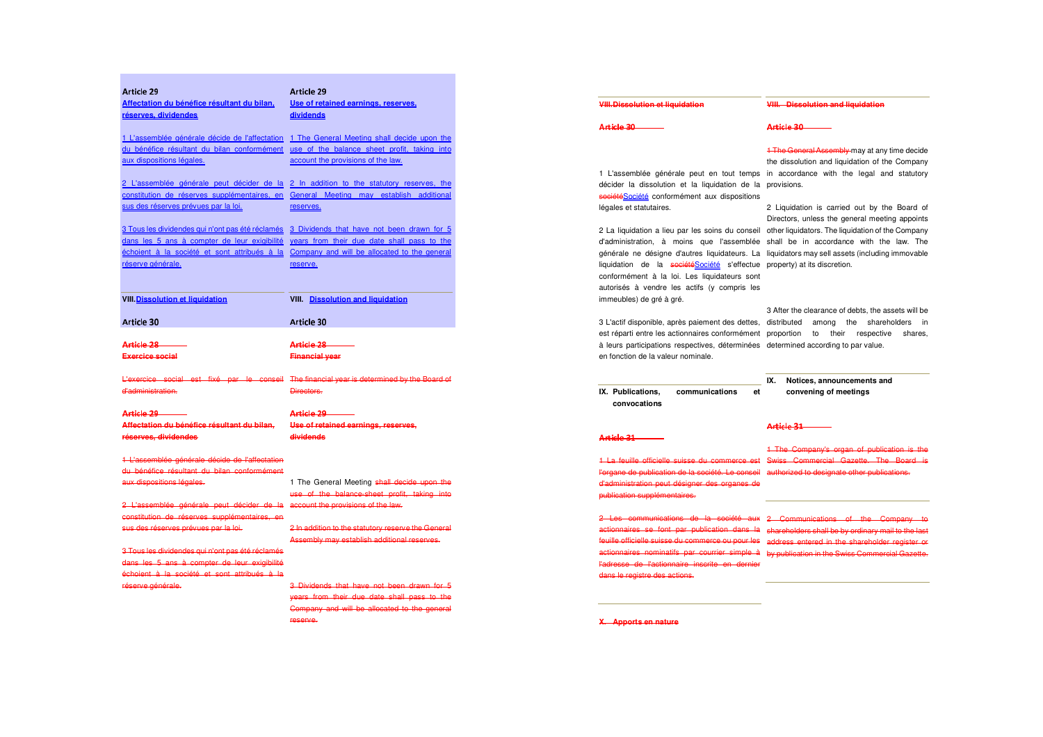| Article 29 | Article 29 |
|---|---|
| Affectation du bénéfice résultant du bilan, réserves, dividendes | Use of retained earnings, reserves, dividends |
| 1 L'assemblée générale décide de l'affectation du bénéfice résultant du bilan conformément aux dispositions légales. | 1 The General Meeting shall decide upon the use of the balance sheet profit, taking into account the provisions of the law. |
| 2 L'assemblée générale peut décider de la constitution de réserves supplémentaires, en sus des réserves prévues par la loi. | 2 In addition to the statutory reserves, the General Meeting may establish additional reserves. |
| 3 Tous les dividendes qui n'ont pas été réclamés dans les 5 ans à compter de leur exigibilité échoient à la société et sont attribués à la réserve générale. | 3 Dividends that have not been drawn for 5 years from their due date shall pass to the Company and will be allocated to the general reserve. |
| VIII. Dissolution et liquidation | VIII. Dissolution and liquidation |
| Article 30 | Article 30 |
| ~~Article 28~~ | ~~Article 28~~ |
| ~~Exercice social~~ | ~~Financial year~~ |
| ~~L'exercice social est fixé par le conseil d'administration.~~ | ~~The financial year is determined by the Board of Directors.~~ |
| ~~Article 29~~ | ~~Article 29~~ |
| ~~Affectation du bénéfice résultant du bilan, réserves, dividendes~~ | ~~Use of retained earnings, reserves, dividends~~ |
| ~~1 L'assemblée générale décide de l'affectation du bénéfice résultant du bilan conformément aux dispositions légales.~~ | 1 The General Meeting ~~shall decide upon the use of the balance-sheet profit, taking into account the provisions of the law.~~ |
| ~~2 L'assemblée générale peut décider de la constitution de réserves supplémentaires, en sus des réserves prévues par la loi.~~ | ~~2 In addition to the statutory reserve the General Assembly may establish additional reserves.~~ |
| ~~3 Tous les dividendes qui n'ont pas été réclamés dans les 5 ans à compter de leur exigibilité échoient à la société et sont attribués à la réserve générale.~~ | ~~3 Dividends that have not been drawn for 5 years from their due date shall pass to the Company and will be allocated to the general reserve.~~ |

| ~~VIII. Dissolution et liquidation~~ | ~~VIII. Dissolution and liquidation~~ |
|---|---|
| ~~Article 30~~ | ~~Article 30~~ |
| 1 L'assemblée générale peut en tout temps décider la dissolution et la liquidation de la ~~société~~Société conformément aux dispositions légales et statutaires. | 1 ~~The General Assembly~~ may at any time decide the dissolution and liquidation of the Company in accordance with the legal and statutory provisions. |
| 2 La liquidation a lieu par les soins du conseil d'administration, à moins que l'assemblée générale ne désigne d'autres liquidateurs. La liquidation de la ~~société~~Société s'effectue conformément à la loi. Les liquidateurs sont autorisés à vendre les actifs (y compris les immeubles) de gré à gré. | 2 Liquidation is carried out by the Board of Directors, unless the general meeting appoints other liquidators. The liquidation of the Company shall be in accordance with the law. The liquidators may sell assets (including immovable property) at its discretion. |
| 3 L'actif disponible, après paiement des dettes, est réparti entre les actionnaires conformément à leurs participations respectives, déterminées en fonction de la valeur nominale. | 3 After the clearance of debts, the assets will be distributed among the shareholders in proportion to their respective shares, determined according to par value. |
| IX. Publications, communications et convocations | IX. Notices, announcements and convening of meetings |
| ~~Article 31~~ | ~~Article 31~~ |
| ~~1 La feuille officielle suisse du commerce est l'organe de publication de la société. Le conseil d'administration peut désigner des organes de publication supplémentaires.~~ | ~~1 The Company's organ of publication is the Swiss Commercial Gazette. The Board is authorized to designate other publications.~~ |
| ~~2 Les communications de la société aux actionnaires se font par publication dans la feuille officielle suisse du commerce ou pour les actionnaires nominatifs par courrier simple à l'adresse de l'actionnaire inscrite en dernier dans le registre des actions.~~ | ~~2 Communications of the Company to shareholders shall be by ordinary mail to the last address entered in the shareholder register or by publication in the Swiss Commercial Gazette.~~ |
| ~~X. Apports en nature~~ | |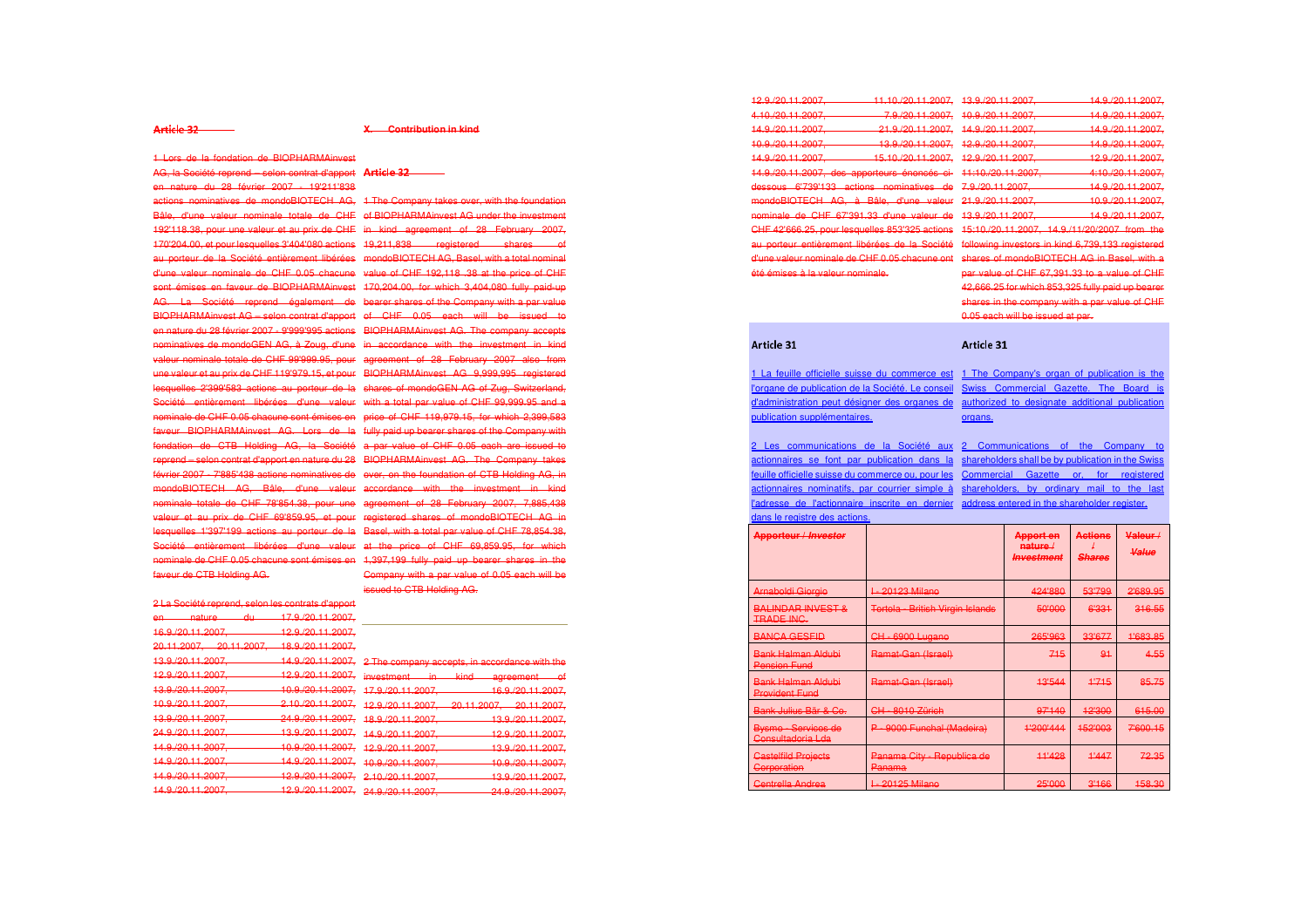**Article 32**

**X. Contribution in kind**

1 Lors de la fondation de BIOPHARMAinvest AG, la Société reprend – selon contrat d'apport en nature du 28 février 2007 - 19'211'838 actions nominatives de mondoBIOTECH AG, Bâle, d'une valeur nominale totale de CHF 192'118.38, pour une valeur et au prix de CHF 170'204.00, et pour lesquelles 3'404'080 actions au porteur de la Société entièrement libérées d'une valeur nominale de CHF 0.05 chacune sont émises en faveur de BIOPHARMAinvest AG. La Société reprend également de BIOPHARMAinvest AG – selon contrat d'apport en nature du 28 février 2007 - 9'999'995 actions nominatives de mondoGEN AG, à Zoug, d'une valeur nominale totale de CHF 99'999.95, pour une valeur et au prix de CHF 119'979.15, et pour lesquelles 2'399'583 actions au porteur de la Société entièrement libérées d'une valeur nominale de CHF 0.05 chacune sont émises en faveur BIOPHARMAinvest AG. Lors de la fondation de CTB Holding AG, la Société reprend – selon contrat d'apport en nature du 28 février 2007 - 7'885'438 actions nominatives de mondoBIOTECH AG, Bâle, d'une valeur nominale totale de CHF 78'854.38, pour une valeur et au prix de CHF 69'859.95, et pour lesquelles 1'397'199 actions au porteur de la Société entièrement libérées d'une valeur nominale de CHF 0.05 chacune sont émises en faveur de CTB Holding AG.

**Article 32**

1 The Company takes over, with the foundation of BIOPHARMAinvest AG under the investment in kind agreement of 28 February 2007, 19,211,838 registered shares of mondoBIOTECH AG, Basel, with a total nominal value of CHF 192,118 .38 at the price of CHF 170,204.00, for which 3,404,080 fully paid-up bearer shares of the Company with a par value of CHF 0.05 each will be issued to BIOPHARMAinvest AG. The company accepts in accordance with the investment in kind agreement of 28 February 2007 also from BIOPHARMAinvest AG 9,999,995 registered shares of mondoGEN AG of Zug, Switzerland, with a total par value of CHF 99,999.95 and a price of CHF 119,979.15, for which 2,399,583 fully paid up bearer shares of the Company with a par value of CHF 0.05 each are issued to BIOPHARMAinvest AG. The Company takes over, on the foundation of CTB Holding AG, in accordance with the investment in kind agreement of 28 February 2007, 7,885,438 registered shares of mondoBIOTECH AG in Basel, with a total par value of CHF 78,854.38, at the price of CHF 69,859.95, for which 1,397,199 fully paid up bearer shares in the Company with a par value of 0.05 each will be issued to CTB Holding AG.

2 La Société reprend, selon les contrats d'apport en nature du 17.9./20.11.2007, 16.9./20.11.2007, 12.9./20.11.2007, 20.11.2007, 20.11.2007, 18.9./20.11.2007, 13.9./20.11.2007, 14.9./20.11.2007, 12.9./20.11.2007, 12.9./20.11.2007, 13.9./20.11.2007, 10.9./20.11.2007, 10.9./20.11.2007, 2.10./20.11.2007, 13.9./20.11.2007, 24.9./20.11.2007, 24.9./20.11.2007, 13.9./20.11.2007, 14.9./20.11.2007, 10.9./20.11.2007, 14.9./20.11.2007, 14.9./20.11.2007, 14.9./20.11.2007, 12.9./20.11.2007, 14.9./20.11.2007, 12.9./20.11.2007, 12.9./20.11.2007, 11.10./20.11.2007, 4.10./20.11.2007, 7.9./20.11.2007, 14.9./20.11.2007, 21.9./20.11.2007, 10.9./20.11.2007, 13.9./20.11.2007, 14.9./20.11.2007, 15.10./20.11.2007, 14.9./20.11.2007, des apporteurs énoncés ci-dessous 6'739'133 actions nominatives de mondoBIOTECH AG, à Bâle, d'une valeur nominale de CHF 67'391.33 d'une valeur de CHF 42'666.25, pour lesquelles 853'325 actions au porteur entièrement libérées de la Société d'une valeur nominale de CHF 0.05 chacune ont été émises à la valeur nominale.

2 The company accepts, in accordance with the investment in kind agreement of 17.9./20.11.2007, 16.9./20.11.2007, 12.9./20.11.2007, 20.11.2007, 20.11.2007, 18.9./20.11.2007, 13.9./20.11.2007, 14.9./20.11.2007, 12.9./20.11.2007, 12.9./20.11.2007, 13.9./20.11.2007, 10.9./20.11.2007, 10.9./20.11.2007, 2.10./20.11.2007, 13.9./20.11.2007, 24.9./20.11.2007, 24.9./20.11.2007, 13.9./20.11.2007, 14.9./20.11.2007, 14.9./20.11.2007, 10.9./20.11.2007, 14.9./20.11.2007, 12.9./20.11.2007, 14.9./20.11.2007, 12.9./20.11.2007, 4.10./20.11.2007, 7.9./20.11.2007, 14.9./20.11.2007, 21.9./20.11.2007, 10.9./20.11.2007, 13.9./20.11.2007, 14.9./20.11.2007, 15.10./20.11.2007, 14.9./11/20/2007 from the following investors in kind 6,739,133 registered shares of mondoBIOTECH AG in Basel, with a par value of CHF 67,391.33 to a value of CHF 42,666.25 for which 853,325 fully paid up bearer shares in the company with a par value of CHF 0.05 each will be issued at par.

**Article 31**

1 La feuille officielle suisse du commerce est l'organe de publication de la Société. Le conseil d'administration peut désigner des organes de publication supplémentaires.

2 Les communications de la Société aux actionnaires se font par publication dans la feuille officielle suisse du commerce ou, pour les actionnaires nominatifs, par courrier simple à l'adresse de l'actionnaire inscrite en dernier dans le registre des actions.

**Article 31**

1 The Company's organ of publication is the Swiss Commercial Gazette. The Board is authorized to designate additional publication organs.

2 Communications of the Company to shareholders shall be by publication in the Swiss Commercial Gazette or, for registered shareholders, by ordinary mail to the last address entered in the shareholder register.

| Apporteur / *Investor* | | Apport en nature / *Investment* | Actions / *Shares* | Valeur / *Value* |
|---|---|---|---|---|
| Arnaboldi Giorgio | I - 20123 Milano | 424'880 | 53'799 | 2'689.95 |
| BALINDAR INVEST & TRADE INC. | Tortola - British Virgin Islands | 50'000 | 6'331 | 316.55 |
| BANCA GESFID | CH - 6900 Lugano | 265'963 | 33'677 | 1'683.85 |
| Bank Halman Aldubi Pension Fund | Ramat-Gan (Israel) | 715 | 91 | 4.55 |
| Bank Halman Aldubi Provident Fund | Ramat-Gan (Israel) | 13'544 | 1'715 | 85.75 |
| Bank Julius Bär & Co. | CH - 8010 Zürich | 97'140 | 12'300 | 615.00 |
| Bysmo - Servicos de Consultadoria Lda | P - 9000 Funchal (Madeira) | 1'200'444 | 152'003 | 7'600.15 |
| Castelfild Projects Corporation | Panama City - Republica de Panama | 11'428 | 1'447 | 72.35 |
| Centrella Andrea | I - 20125 Milano | 25'000 | 3'166 | 158.30 |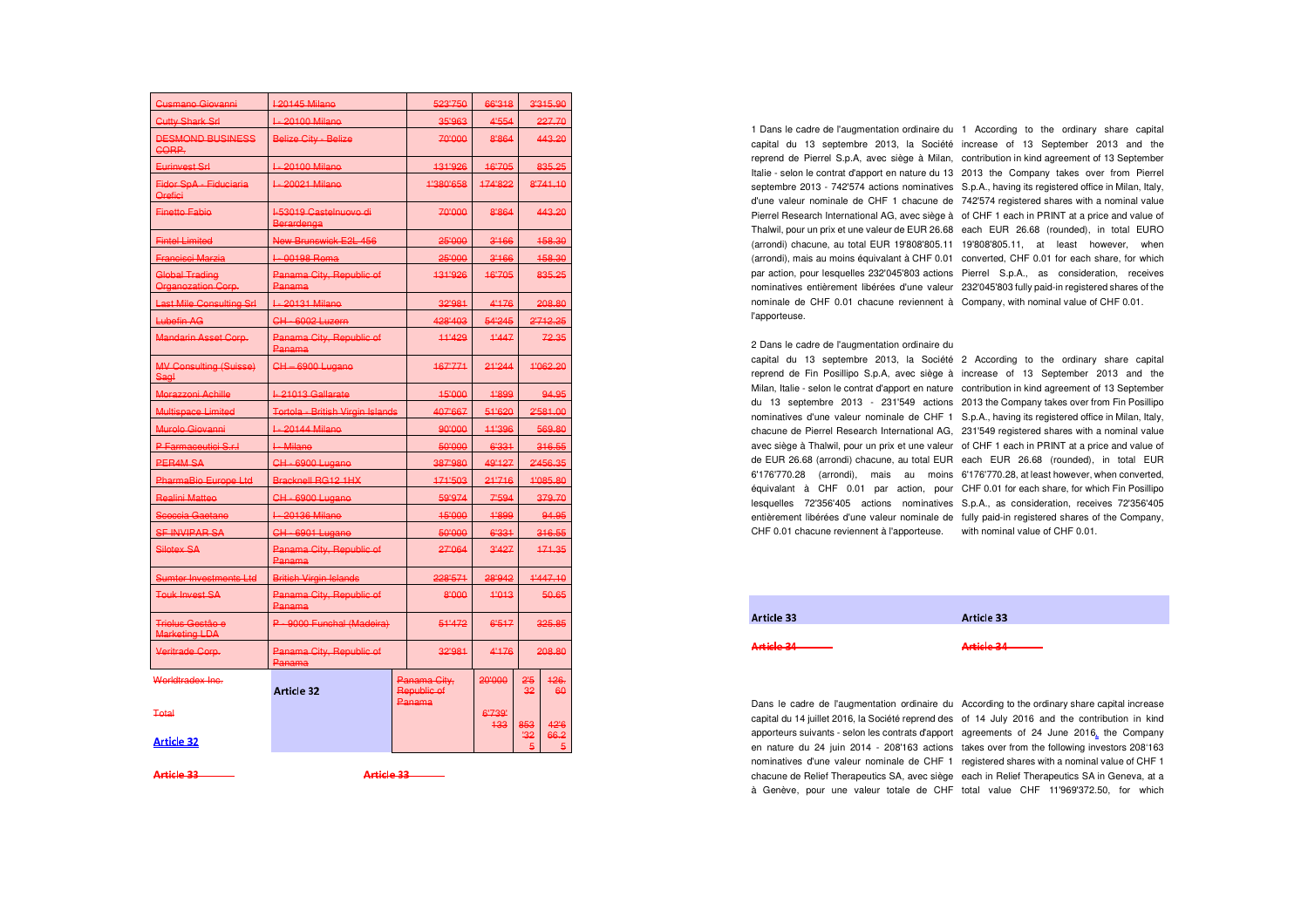| Cusmano Giovanni | I 20145 Milano | 523'750 | 66'318 | 3'315.90 |
|---|---|---|---|---|
| Cutty Shark Srl | I - 20100 Milano | 35'963 | 4'554 | 227.70 |
| DESMOND BUSINESS CORP. | Belize City - Belize | 70'000 | 8'864 | 443.20 |
| Eurinvest Srl | I - 20100 Milano | 131'926 | 16'705 | 835.25 |
| Fidor SpA - Fiduciaria Orefici | I - 20021 Milano | 1'380'658 | 174'822 | 8'741.10 |
| Finetto Fabio | I-53019 Castelnuovo di Berardenga | 70'000 | 8'864 | 443.20 |
| Fintel Limited | New Brunswick E2L 456 | 25'000 | 3'166 | 158.30 |
| Francisci Marzia | I - 00198 Roma | 25'000 | 3'166 | 158.30 |
| Global Trading Organozation Corp. | Panama City, Republic of Panama | 131'926 | 16'705 | 835.25 |
| Last Mile Consulting Srl | I - 20131 Milano | 32'981 | 4'176 | 208.80 |
| Lubefin AG | CH - 6002 Luzern | 428'403 | 54'245 | 2'712.25 |
| Mandarin Asset Corp. | Panama City, Republic of Panama | 11'429 | 1'447 | 72.35 |
| MV Consulting (Suisse) Sagl | CH – 6900 Lugano | 167'771 | 21'244 | 1'062.20 |
| Morazzoni Achille | I- 21013 Gallarate | 15'000 | 1'899 | 94.95 |
| Multispace Limited | Tortola - British Virgin Islands | 407'667 | 51'620 | 2'581.00 |
| Murolo Giovanni | I - 20144 Milano | 90'000 | 11'396 | 569.80 |
| P Farmaceutici S.r.l | I - Milano | 50'000 | 6'331 | 316.55 |
| PER4M SA | CH - 6900 Lugano | 387'980 | 49'127 | 2'456.35 |
| PharmaBio Europe Ltd | Bracknell RG12 1HX | 171'503 | 21'716 | 1'085.80 |
| Realini Matteo | CH - 6900 Lugano | 59'974 | 7'594 | 379.70 |
| Scoccia Gaetano | I - 20136 Milano | 15'000 | 1'899 | 94.95 |
| SF INVIPAR SA | CH - 6901 Lugano | 50'000 | 6'331 | 316.55 |
| Silotex SA | Panama City, Republic of Panama | 27'064 | 3'427 | 171.35 |
| Sumter Investments Ltd | British Virgin Islands | 228'571 | 28'942 | 1'447.10 |
| Touk Invest SA | Panama City, Republic of Panama | 8'000 | 1'013 | 50.65 |
| Triolus Gestão e Marketing LDA | P - 9000 Funchal (Madeira) | 51'472 | 6'517 | 325.85 |
| Veritrade Corp. | Panama City, Republic of Panama | 32'981 | 4'176 | 208.80 |
| Worldtradex Inc. | Panama City, Republic of Panama | 20'000 | 2'532 | 126.60 |
| Total | | 6'739'133 | 853'325 | 42'666.25 |

## Article 32

## Article 33

1 Dans le cadre de l'augmentation ordinaire du capital du 13 septembre 2013, la Société reprend de Pierrel S.p.A, avec siège à Milan, Italie - selon le contrat d'apport en nature du 13 septembre 2013 - 742'574 actions nominatives d'une valeur nominale de CHF 1 chacune de Pierrel Research International AG, avec siège à Thalwil, pour un prix et une valeur de EUR 26.68 (arrondi) chacune, au total EUR 19'808'805.11 (arrondi), mais au moins équivalant à CHF 0.01 par action, pour lesquelles 232'045'803 actions nominatives entièrement libérées d'une valeur nominale de CHF 0.01 chacune reviennent à l'apporteuse.

1 According to the ordinary share capital increase of 13 September 2013 and the contribution in kind agreement of 13 September 2013 the Company takes over from Pierrel S.p.A., having its registered office in Milan, Italy, 742'574 registered shares with a nominal value of CHF 1 each in PRINT at a price and value of each EUR 26.68 (rounded), in total EURO 19'808'805.11, at least however, when converted, CHF 0.01 for each share, for which Pierrel S.p.A., as consideration, receives 232'045'803 fully paid-in registered shares of the Company, with nominal value of CHF 0.01.

2 Dans le cadre de l'augmentation ordinaire du capital du 13 septembre 2013, la Société reprend de Fin Posillipo S.p.A, avec siège à Milan, Italie - selon le contrat d'apport en nature du 13 septembre 2013 - 231'549 actions nominatives d'une valeur nominale de CHF 1 chacune de Pierrel Research International AG, avec siège à Thalwil, pour un prix et une valeur de EUR 26.68 (arrondi) chacune, au total EUR 6'176'770.28 (arrondi), mais au moins équivalant à CHF 0.01 par action, pour lesquelles 72'356'405 actions nominatives entièrement libérées d'une valeur nominale de CHF 0.01 chacune reviennent à l'apporteuse.

2 According to the ordinary share capital increase of 13 September 2013 and the contribution in kind agreement of 13 September 2013 the Company takes over from Fin Posillipo S.p.A., having its registered office in Milan, Italy, 231'549 registered shares with a nominal value of CHF 1 each in PRINT at a price and value of each EUR 26.68 (rounded), in total EUR 6'176'770.28, at least however, when converted, CHF 0.01 for each share, for which Fin Posillipo S.p.A., as consideration, receives 72'356'405 fully paid-in registered shares of the Company, with nominal value of CHF 0.01.

## Article 33

## Article 34

Dans le cadre de l'augmentation ordinaire du capital du 14 juillet 2016, la Société reprend des apporteurs suivants - selon les contrats d'apport en nature du 24 juin 2014 - 208'163 actions nominatives d'une valeur nominale de CHF 1 chacune de Relief Therapeutics SA, avec siège à Genève, pour une valeur totale de CHF

According to the ordinary share capital increase of 14 July 2016 and the contribution in kind agreements of 24 June 2016, the Company takes over from the following investors 208'163 registered shares with a nominal value of CHF 1 each in Relief Therapeutics SA in Geneva, at a total value CHF 11'969'372.50, for which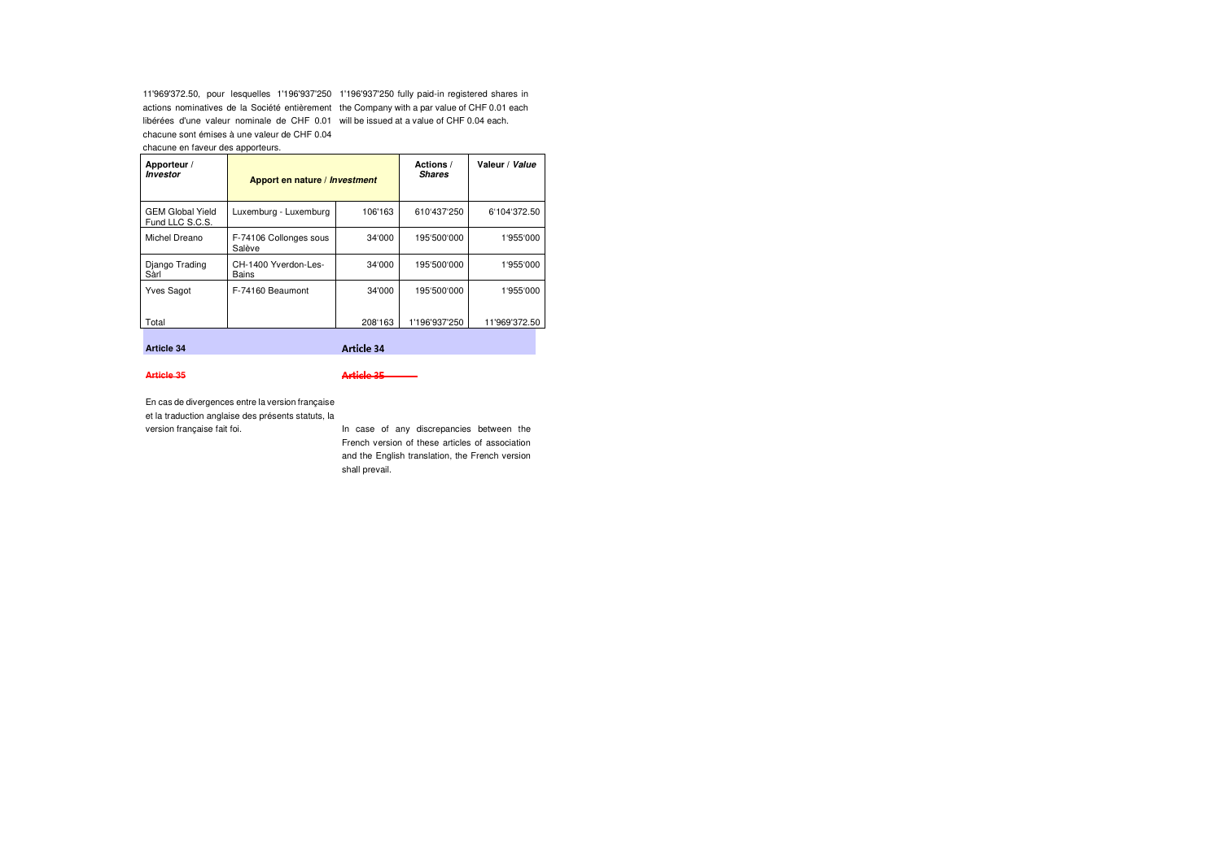11'969'372.50, pour lesquelles 1'196'937'250 actions nominatives de la Société entièrement libérées d'une valeur nominale de CHF 0.01 chacune sont émises à une valeur de CHF 0.04 chacune en faveur des apporteurs.

1'196'937'250 fully paid-in registered shares in the Company with a par value of CHF 0.01 each will be issued at a value of CHF 0.04 each.

| Apporteur / *Investor* | Apport en nature / *Investment* | | Actions / *Shares* | Valeur / *Value* |
|---|---|---|---|---|
| GEM Global Yield Fund LLC S.C.S. | Luxemburg - Luxemburg | 106'163 | 610'437'250 | 6'104'372.50 |
| Michel Dreano | F-74106 Collonges sous Salève | 34'000 | 195'500'000 | 1'955'000 |
| Django Trading Sàrl | CH-1400 Yverdon-Les-Bains | 34'000 | 195'500'000 | 1'955'000 |
| Yves Sagot | F-74160 Beaumont | 34'000 | 195'500'000 | 1'955'000 |
| Total | | 208'163 | 1'196'937'250 | 11'969'372.50 |

**Article 34**

**Article 34**

~~**Article 35**~~

~~**Article 35**~~

En cas de divergences entre la version française et la traduction anglaise des présents statuts, la version française fait foi.

In case of any discrepancies between the French version of these articles of association and the English translation, the French version shall prevail.